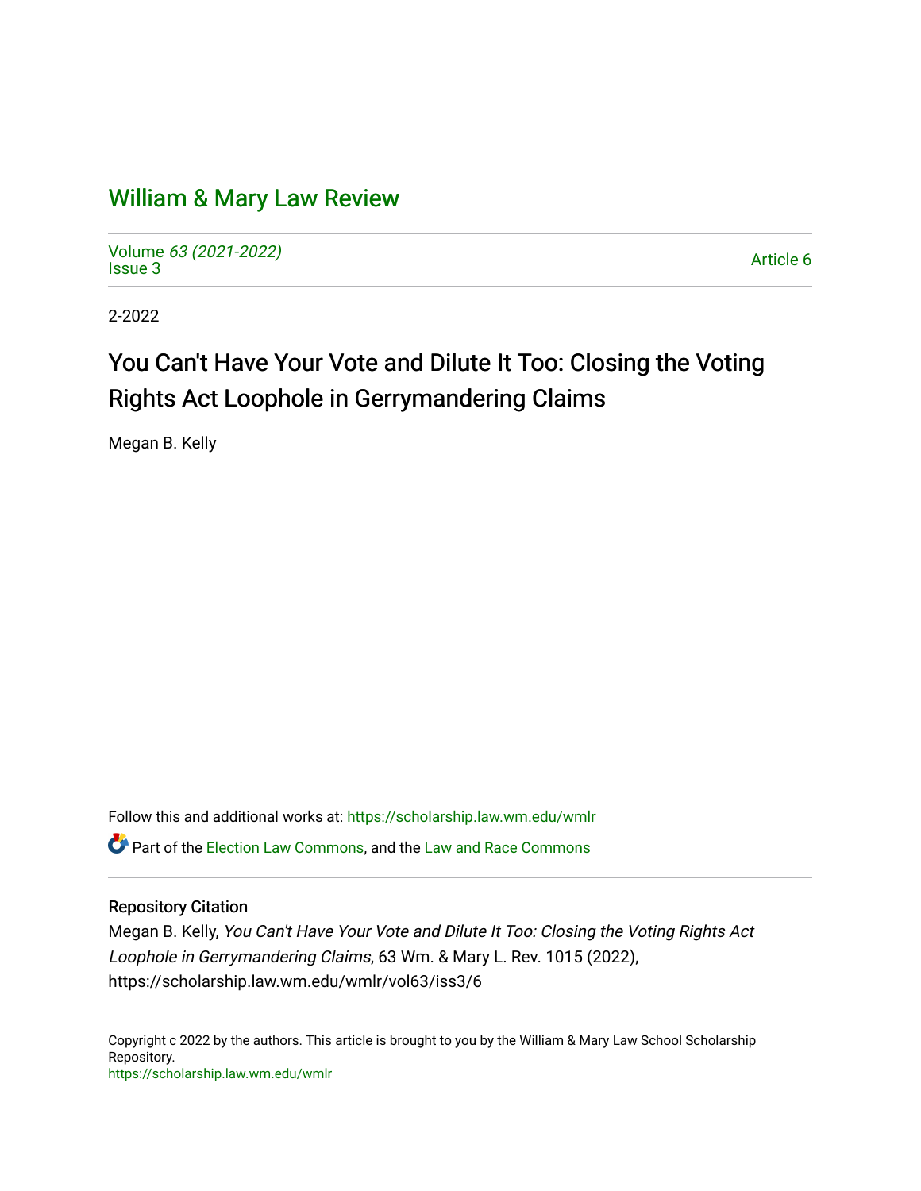# William & Mary Law Review

Volume *63 (2021-2022)*
Issue 3

Article 6

2-2022

## You Can't Have Your Vote and Dilute It Too: Closing the Voting Rights Act Loophole in Gerrymandering Claims

Megan B. Kelly

Follow this and additional works at: https://scholarship.law.wm.edu/wmlr

Part of the Election Law Commons, and the Law and Race Commons

### Repository Citation

Megan B. Kelly, *You Can't Have Your Vote and Dilute It Too: Closing the Voting Rights Act Loophole in Gerrymandering Claims*, 63 Wm. & Mary L. Rev. 1015 (2022), https://scholarship.law.wm.edu/wmlr/vol63/iss3/6

Copyright c 2022 by the authors. This article is brought to you by the William & Mary Law School Scholarship Repository.
https://scholarship.law.wm.edu/wmlr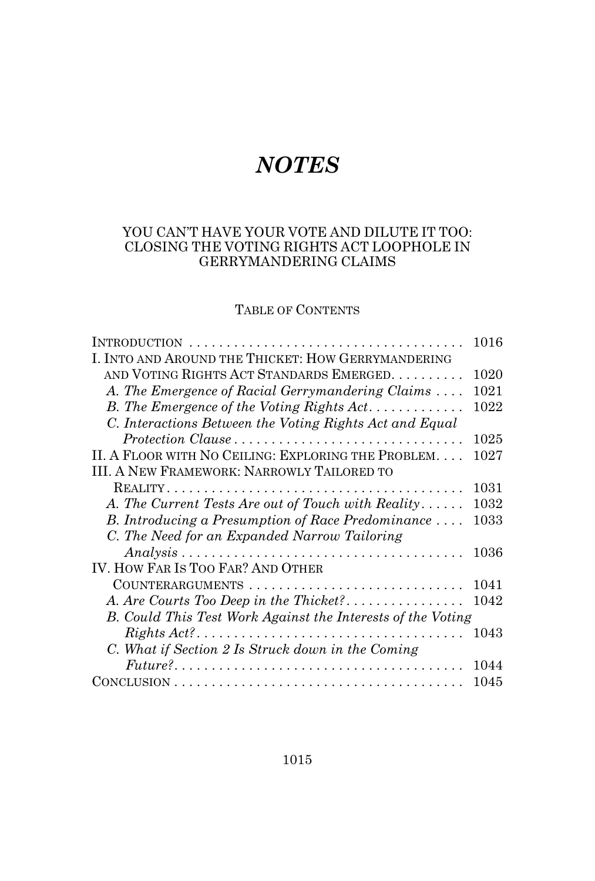# *NOTES*

## YOU CAN'T HAVE YOUR VOTE AND DILUTE IT TOO: CLOSING THE VOTING RIGHTS ACT LOOPHOLE IN GERRYMANDERING CLAIMS

### TABLE OF CONTENTS

| | |
|---|---|
| INTRODUCTION | 1016 |
| I. INTO AND AROUND THE THICKET: HOW GERRYMANDERING AND VOTING RIGHTS ACT STANDARDS EMERGED | 1020 |
| *A. The Emergence of Racial Gerrymandering Claims* | 1021 |
| *B. The Emergence of the Voting Rights Act* | 1022 |
| *C. Interactions Between the Voting Rights Act and Equal Protection Clause* | 1025 |
| II. A FLOOR WITH NO CEILING: EXPLORING THE PROBLEM | 1027 |
| III. A NEW FRAMEWORK: NARROWLY TAILORED TO REALITY | 1031 |
| *A. The Current Tests Are out of Touch with Reality* | 1032 |
| *B. Introducing a Presumption of Race Predominance* | 1033 |
| *C. The Need for an Expanded Narrow Tailoring Analysis* | 1036 |
| IV. HOW FAR IS TOO FAR? AND OTHER COUNTERARGUMENTS | 1041 |
| *A. Are Courts Too Deep in the Thicket?* | 1042 |
| *B. Could This Test Work Against the Interests of the Voting Rights Act?* | 1043 |
| *C. What if Section 2 Is Struck down in the Coming Future?* | 1044 |
| CONCLUSION | 1045 |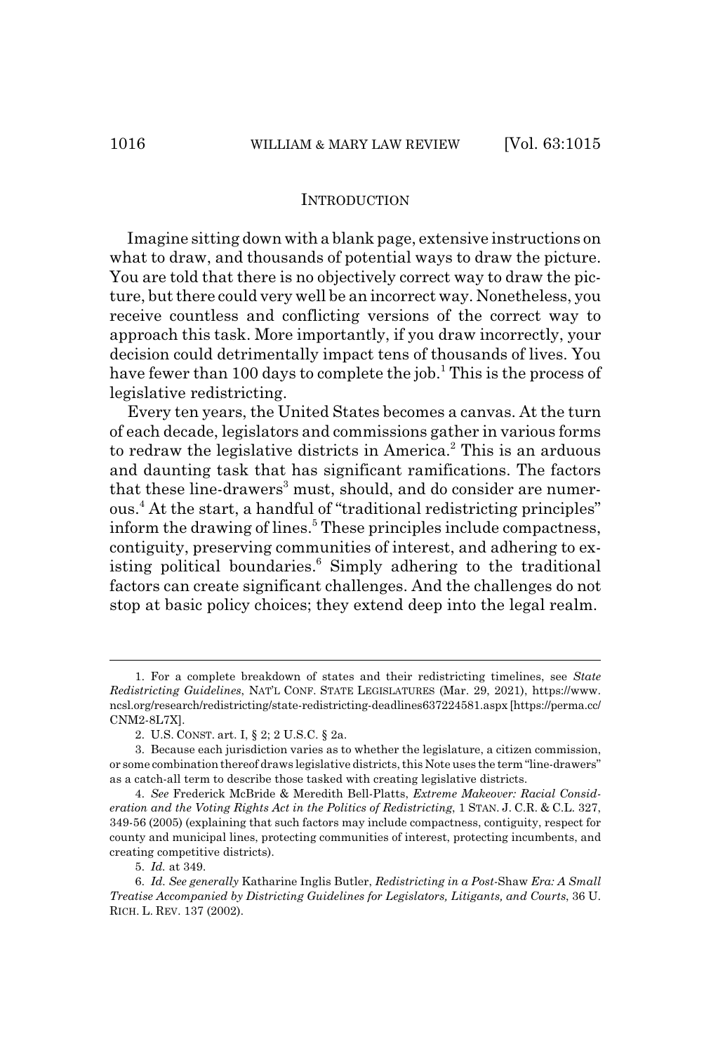## INTRODUCTION

Imagine sitting down with a blank page, extensive instructions on what to draw, and thousands of potential ways to draw the picture. You are told that there is no objectively correct way to draw the picture, but there could very well be an incorrect way. Nonetheless, you receive countless and conflicting versions of the correct way to approach this task. More importantly, if you draw incorrectly, your decision could detrimentally impact tens of thousands of lives. You have fewer than 100 days to complete the job.[1] This is the process of legislative redistricting.

Every ten years, the United States becomes a canvas. At the turn of each decade, legislators and commissions gather in various forms to redraw the legislative districts in America.[2] This is an arduous and daunting task that has significant ramifications. The factors that these line-drawers[3] must, should, and do consider are numerous.[4] At the start, a handful of "traditional redistricting principles" inform the drawing of lines.[5] These principles include compactness, contiguity, preserving communities of interest, and adhering to existing political boundaries.[6] Simply adhering to the traditional factors can create significant challenges. And the challenges do not stop at basic policy choices; they extend deep into the legal realm.

---

1. For a complete breakdown of states and their redistricting timelines, see *State Redistricting Guidelines*, NAT'L CONF. STATE LEGISLATURES (Mar. 29, 2021), https://www.ncsl.org/research/redistricting/state-redistricting-deadlines637224581.aspx [https://perma.cc/CNM2-8L7X].

2. U.S. CONST. art. I, § 2; 2 U.S.C. § 2a.

3. Because each jurisdiction varies as to whether the legislature, a citizen commission, or some combination thereof draws legislative districts, this Note uses the term "line-drawers" as a catch-all term to describe those tasked with creating legislative districts.

4. *See* Frederick McBride & Meredith Bell-Platts, *Extreme Makeover: Racial Consideration and the Voting Rights Act in the Politics of Redistricting*, 1 STAN. J. C.R. & C.L. 327, 349-56 (2005) (explaining that such factors may include compactness, contiguity, respect for county and municipal lines, protecting communities of interest, protecting incumbents, and creating competitive districts).

5. *Id.* at 349.

6. *Id. See generally* Katharine Inglis Butler, *Redistricting in a Post-*Shaw *Era: A Small Treatise Accompanied by Districting Guidelines for Legislators, Litigants, and Courts*, 36 U. RICH. L. REV. 137 (2002).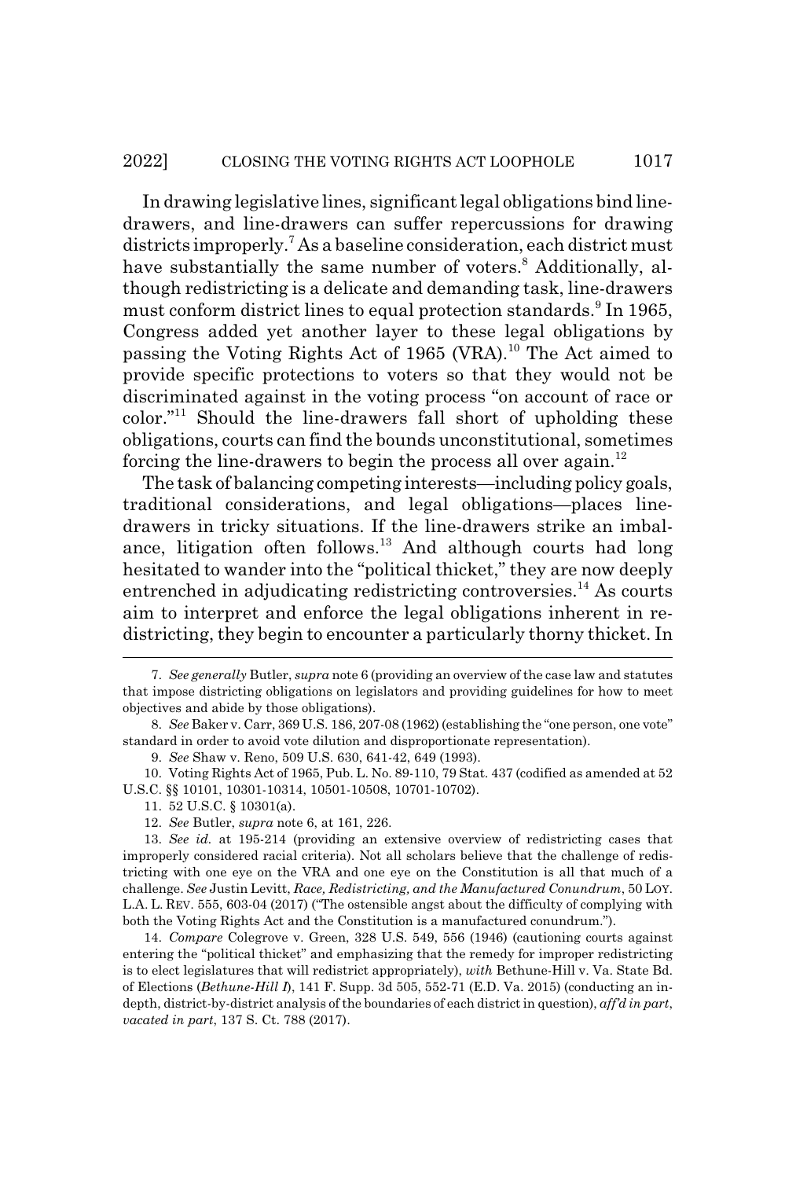In drawing legislative lines, significant legal obligations bind line-drawers, and line-drawers can suffer repercussions for drawing districts improperly.[7] As a baseline consideration, each district must have substantially the same number of voters.[8] Additionally, although redistricting is a delicate and demanding task, line-drawers must conform district lines to equal protection standards.[9] In 1965, Congress added yet another layer to these legal obligations by passing the Voting Rights Act of 1965 (VRA).[10] The Act aimed to provide specific protections to voters so that they would not be discriminated against in the voting process "on account of race or color."[11] Should the line-drawers fall short of upholding these obligations, courts can find the bounds unconstitutional, sometimes forcing the line-drawers to begin the process all over again.[12]

The task of balancing competing interests—including policy goals, traditional considerations, and legal obligations—places line-drawers in tricky situations. If the line-drawers strike an imbalance, litigation often follows.[13] And although courts had long hesitated to wander into the "political thicket," they are now deeply entrenched in adjudicating redistricting controversies.[14] As courts aim to interpret and enforce the legal obligations inherent in redistricting, they begin to encounter a particularly thorny thicket. In

---

7. *See generally* Butler, *supra* note 6 (providing an overview of the case law and statutes that impose districting obligations on legislators and providing guidelines for how to meet objectives and abide by those obligations).

8. *See* Baker v. Carr, 369 U.S. 186, 207-08 (1962) (establishing the "one person, one vote" standard in order to avoid vote dilution and disproportionate representation).

9. *See* Shaw v. Reno, 509 U.S. 630, 641-42, 649 (1993).

10. Voting Rights Act of 1965, Pub. L. No. 89-110, 79 Stat. 437 (codified as amended at 52 U.S.C. §§ 10101, 10301-10314, 10501-10508, 10701-10702).

11. 52 U.S.C. § 10301(a).

12. *See* Butler, *supra* note 6, at 161, 226.

13. *See id.* at 195-214 (providing an extensive overview of redistricting cases that improperly considered racial criteria). Not all scholars believe that the challenge of redistricting with one eye on the VRA and one eye on the Constitution is all that much of a challenge. *See* Justin Levitt, *Race, Redistricting, and the Manufactured Conundrum*, 50 LOY. L.A. L. REV. 555, 603-04 (2017) ("The ostensible angst about the difficulty of complying with both the Voting Rights Act and the Constitution is a manufactured conundrum.").

14. *Compare* Colegrove v. Green, 328 U.S. 549, 556 (1946) (cautioning courts against entering the "political thicket" and emphasizing that the remedy for improper redistricting is to elect legislatures that will redistrict appropriately), *with* Bethune-Hill v. Va. State Bd. of Elections (*Bethune-Hill I*), 141 F. Supp. 3d 505, 552-71 (E.D. Va. 2015) (conducting an in-depth, district-by-district analysis of the boundaries of each district in question), *aff'd in part*, *vacated in part*, 137 S. Ct. 788 (2017).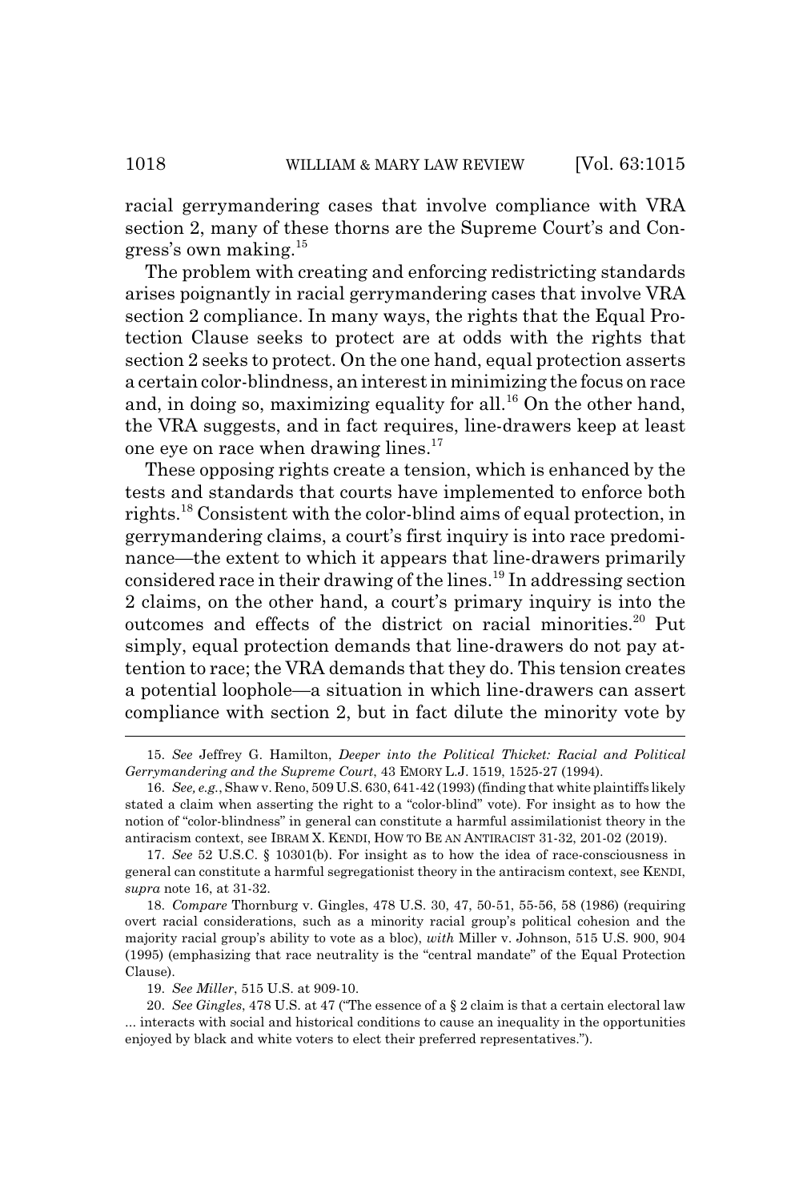racial gerrymandering cases that involve compliance with VRA section 2, many of these thorns are the Supreme Court's and Congress's own making.[15]

The problem with creating and enforcing redistricting standards arises poignantly in racial gerrymandering cases that involve VRA section 2 compliance. In many ways, the rights that the Equal Protection Clause seeks to protect are at odds with the rights that section 2 seeks to protect. On the one hand, equal protection asserts a certain color-blindness, an interest in minimizing the focus on race and, in doing so, maximizing equality for all.[16] On the other hand, the VRA suggests, and in fact requires, line-drawers keep at least one eye on race when drawing lines.[17]

These opposing rights create a tension, which is enhanced by the tests and standards that courts have implemented to enforce both rights.[18] Consistent with the color-blind aims of equal protection, in gerrymandering claims, a court's first inquiry is into race predominance—the extent to which it appears that line-drawers primarily considered race in their drawing of the lines.[19] In addressing section 2 claims, on the other hand, a court's primary inquiry is into the outcomes and effects of the district on racial minorities.[20] Put simply, equal protection demands that line-drawers do not pay attention to race; the VRA demands that they do. This tension creates a potential loophole—a situation in which line-drawers can assert compliance with section 2, but in fact dilute the minority vote by

---

15. *See* Jeffrey G. Hamilton, *Deeper into the Political Thicket: Racial and Political Gerrymandering and the Supreme Court*, 43 EMORY L.J. 1519, 1525-27 (1994).

16. *See, e.g.*, Shaw v. Reno, 509 U.S. 630, 641-42 (1993) (finding that white plaintiffs likely stated a claim when asserting the right to a "color-blind" vote). For insight as to how the notion of "color-blindness" in general can constitute a harmful assimilationist theory in the antiracism context, see IBRAM X. KENDI, HOW TO BE AN ANTIRACIST 31-32, 201-02 (2019).

17. *See* 52 U.S.C. § 10301(b). For insight as to how the idea of race-consciousness in general can constitute a harmful segregationist theory in the antiracism context, see KENDI, *supra* note 16, at 31-32.

18. *Compare* Thornburg v. Gingles, 478 U.S. 30, 47, 50-51, 55-56, 58 (1986) (requiring overt racial considerations, such as a minority racial group's political cohesion and the majority racial group's ability to vote as a bloc), *with* Miller v. Johnson, 515 U.S. 900, 904 (1995) (emphasizing that race neutrality is the "central mandate" of the Equal Protection Clause).

19. *See Miller*, 515 U.S. at 909-10.

20. *See Gingles*, 478 U.S. at 47 ("The essence of a § 2 claim is that a certain electoral law ... interacts with social and historical conditions to cause an inequality in the opportunities enjoyed by black and white voters to elect their preferred representatives.").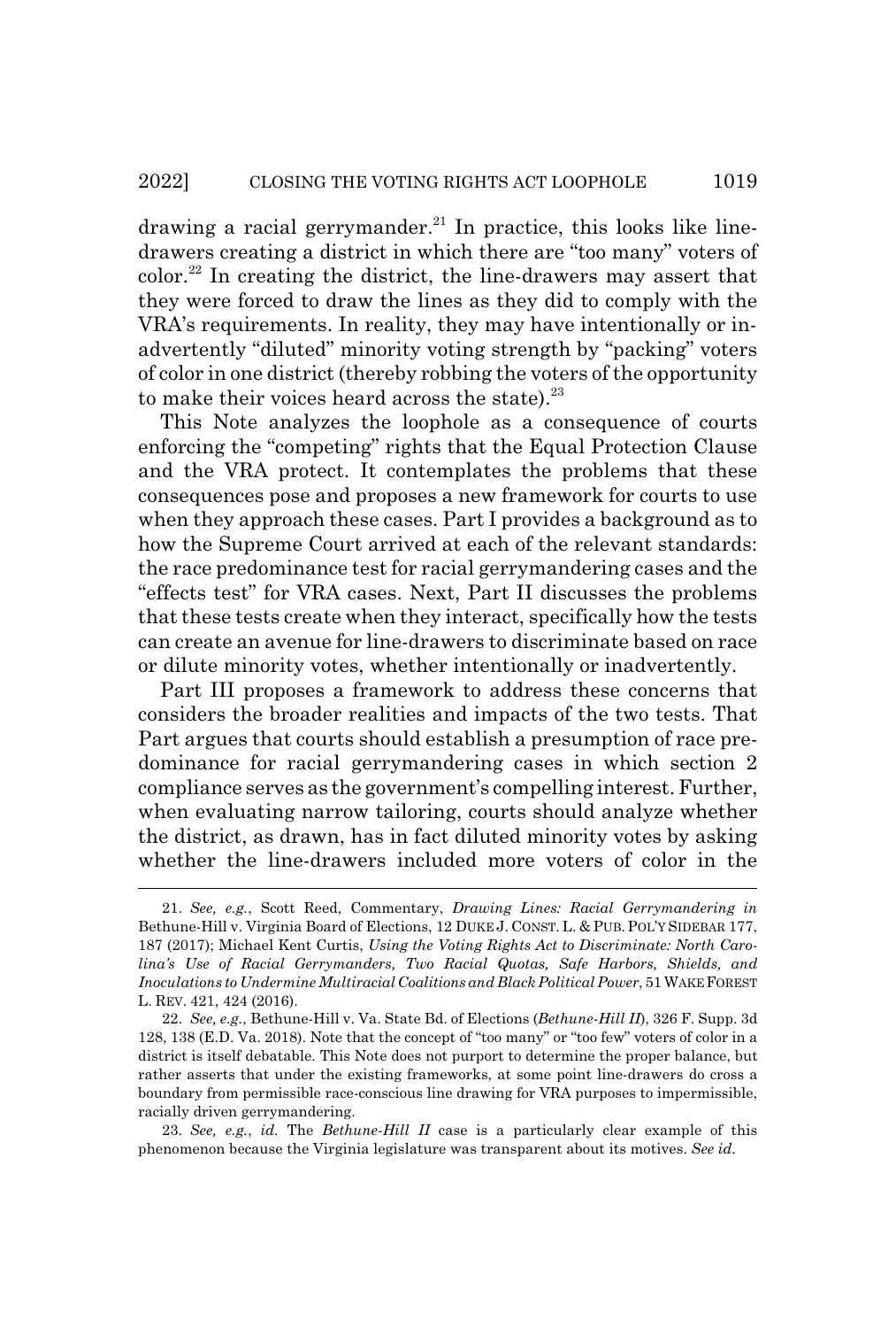drawing a racial gerrymander.[21] In practice, this looks like line-drawers creating a district in which there are "too many" voters of color.[22] In creating the district, the line-drawers may assert that they were forced to draw the lines as they did to comply with the VRA's requirements. In reality, they may have intentionally or inadvertently "diluted" minority voting strength by "packing" voters of color in one district (thereby robbing the voters of the opportunity to make their voices heard across the state).[23]

This Note analyzes the loophole as a consequence of courts enforcing the "competing" rights that the Equal Protection Clause and the VRA protect. It contemplates the problems that these consequences pose and proposes a new framework for courts to use when they approach these cases. Part I provides a background as to how the Supreme Court arrived at each of the relevant standards: the race predominance test for racial gerrymandering cases and the "effects test" for VRA cases. Next, Part II discusses the problems that these tests create when they interact, specifically how the tests can create an avenue for line-drawers to discriminate based on race or dilute minority votes, whether intentionally or inadvertently.

Part III proposes a framework to address these concerns that considers the broader realities and impacts of the two tests. That Part argues that courts should establish a presumption of race predominance for racial gerrymandering cases in which section 2 compliance serves as the government's compelling interest. Further, when evaluating narrow tailoring, courts should analyze whether the district, as drawn, has in fact diluted minority votes by asking whether the line-drawers included more voters of color in the

---

21. *See, e.g.*, Scott Reed, Commentary, *Drawing Lines: Racial Gerrymandering in* Bethune-Hill v. Virginia Board of Elections, 12 DUKE J. CONST. L. & PUB. POL'Y SIDEBAR 177, 187 (2017); Michael Kent Curtis, *Using the Voting Rights Act to Discriminate: North Carolina's Use of Racial Gerrymanders, Two Racial Quotas, Safe Harbors, Shields, and Inoculations to Undermine Multiracial Coalitions and Black Political Power*, 51 WAKE FOREST L. REV. 421, 424 (2016).

22. *See, e.g.*, Bethune-Hill v. Va. State Bd. of Elections (*Bethune-Hill II*), 326 F. Supp. 3d 128, 138 (E.D. Va. 2018). Note that the concept of "too many" or "too few" voters of color in a district is itself debatable. This Note does not purport to determine the proper balance, but rather asserts that under the existing frameworks, at some point line-drawers do cross a boundary from permissible race-conscious line drawing for VRA purposes to impermissible, racially driven gerrymandering.

23. *See, e.g.*, *id.* The *Bethune-Hill II* case is a particularly clear example of this phenomenon because the Virginia legislature was transparent about its motives. *See id.*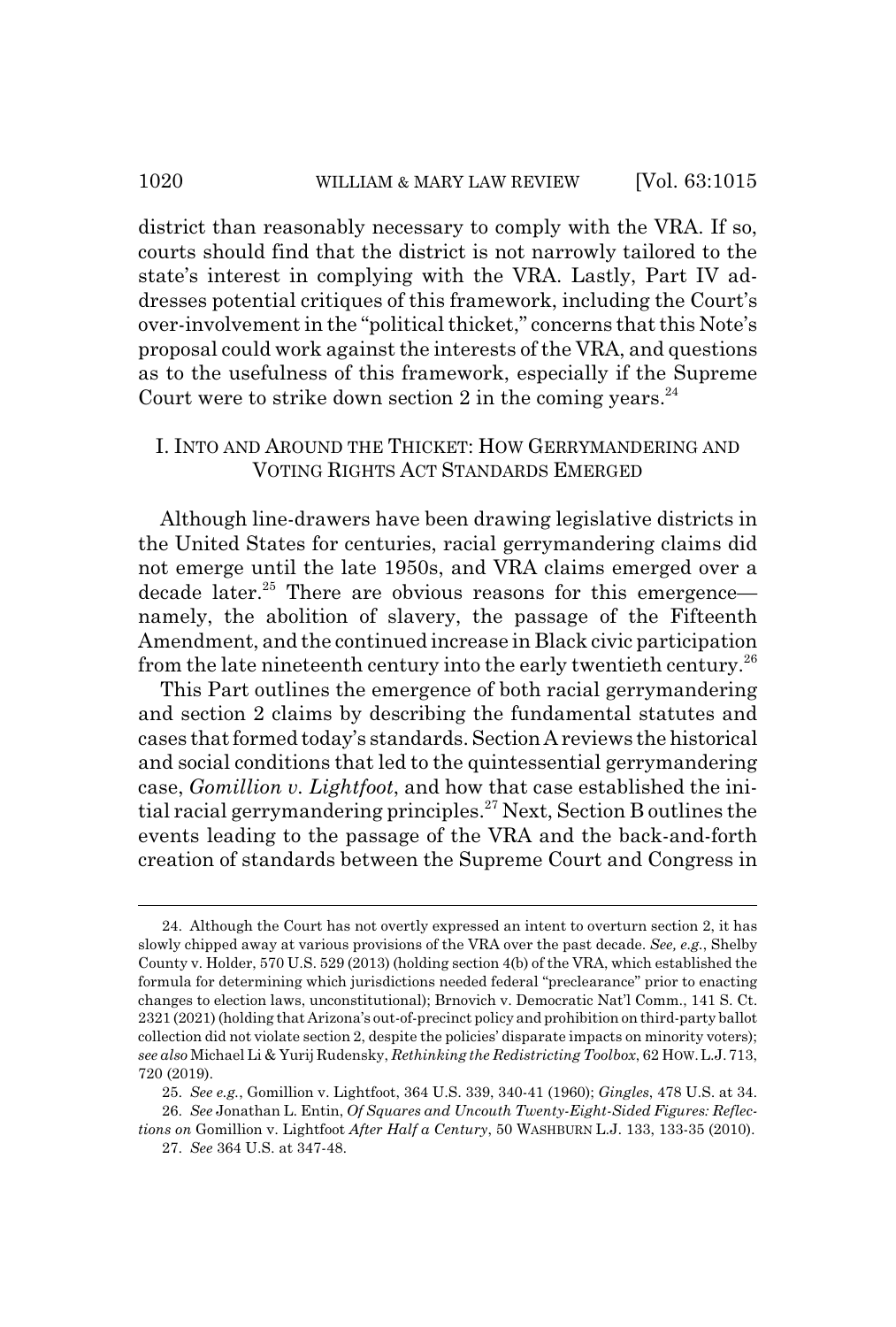district than reasonably necessary to comply with the VRA. If so, courts should find that the district is not narrowly tailored to the state's interest in complying with the VRA. Lastly, Part IV addresses potential critiques of this framework, including the Court's over-involvement in the "political thicket," concerns that this Note's proposal could work against the interests of the VRA, and questions as to the usefulness of this framework, especially if the Supreme Court were to strike down section 2 in the coming years.[24]

## I. INTO AND AROUND THE THICKET: HOW GERRYMANDERING AND VOTING RIGHTS ACT STANDARDS EMERGED

Although line-drawers have been drawing legislative districts in the United States for centuries, racial gerrymandering claims did not emerge until the late 1950s, and VRA claims emerged over a decade later.[25] There are obvious reasons for this emergence—namely, the abolition of slavery, the passage of the Fifteenth Amendment, and the continued increase in Black civic participation from the late nineteenth century into the early twentieth century.[26]

This Part outlines the emergence of both racial gerrymandering and section 2 claims by describing the fundamental statutes and cases that formed today's standards. Section A reviews the historical and social conditions that led to the quintessential gerrymandering case, *Gomillion v. Lightfoot*, and how that case established the initial racial gerrymandering principles.[27] Next, Section B outlines the events leading to the passage of the VRA and the back-and-forth creation of standards between the Supreme Court and Congress in

---

24. Although the Court has not overtly expressed an intent to overturn section 2, it has slowly chipped away at various provisions of the VRA over the past decade. *See, e.g.*, Shelby County v. Holder, 570 U.S. 529 (2013) (holding section 4(b) of the VRA, which established the formula for determining which jurisdictions needed federal "preclearance" prior to enacting changes to election laws, unconstitutional); Brnovich v. Democratic Nat'l Comm., 141 S. Ct. 2321 (2021) (holding that Arizona's out-of-precinct policy and prohibition on third-party ballot collection did not violate section 2, despite the policies' disparate impacts on minority voters); *see also* Michael Li & Yurij Rudensky, *Rethinking the Redistricting Toolbox*, 62 HOW. L.J. 713, 720 (2019).

25. *See e.g.*, Gomillion v. Lightfoot, 364 U.S. 339, 340-41 (1960); *Gingles*, 478 U.S. at 34.

26. *See* Jonathan L. Entin, *Of Squares and Uncouth Twenty-Eight-Sided Figures: Reflections on* Gomillion v. Lightfoot *After Half a Century*, 50 WASHBURN L.J. 133, 133-35 (2010).

27. *See* 364 U.S. at 347-48.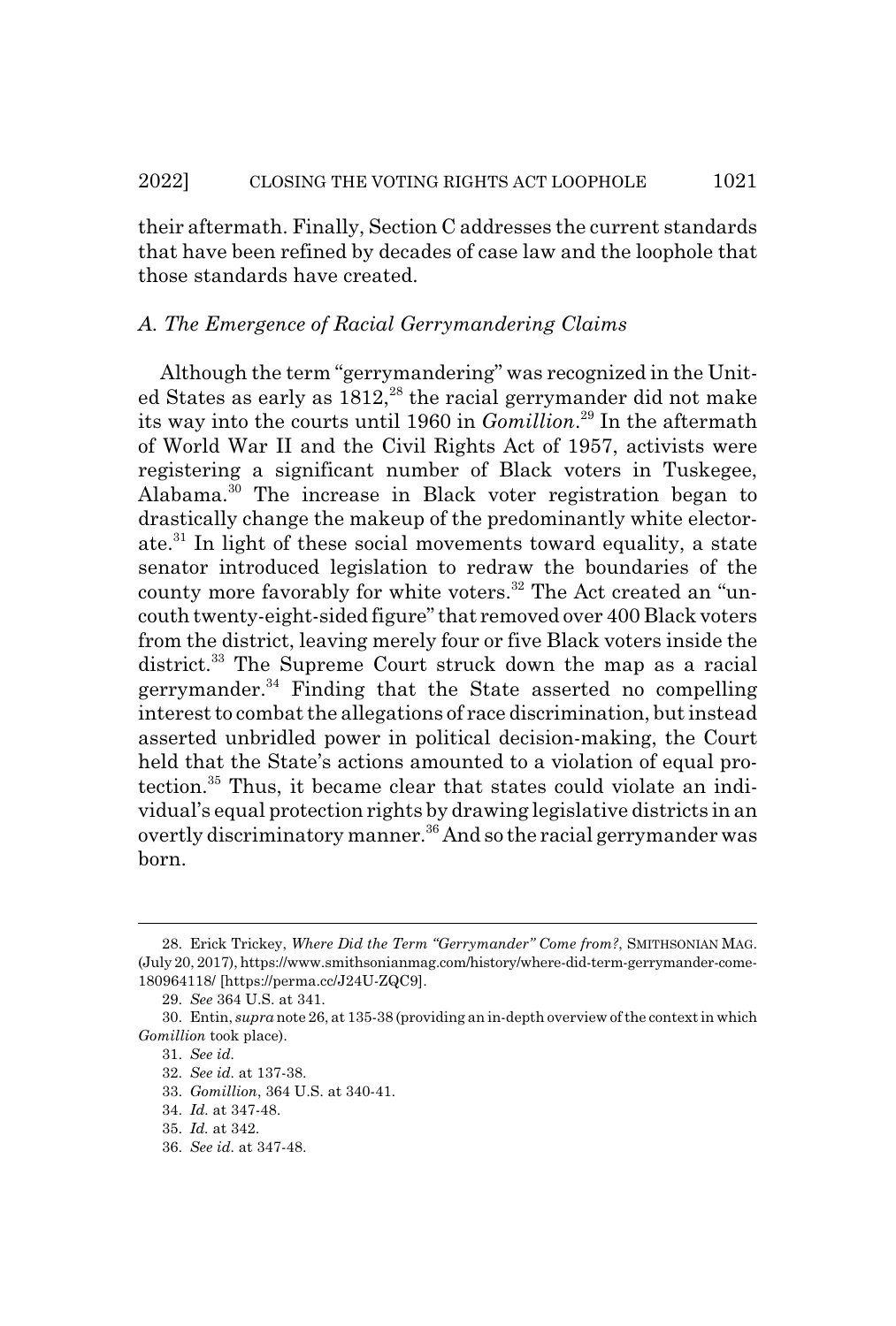their aftermath. Finally, Section C addresses the current standards that have been refined by decades of case law and the loophole that those standards have created.

### *A. The Emergence of Racial Gerrymandering Claims*

Although the term "gerrymandering" was recognized in the United States as early as 1812,[28] the racial gerrymander did not make its way into the courts until 1960 in *Gomillion*.[29] In the aftermath of World War II and the Civil Rights Act of 1957, activists were registering a significant number of Black voters in Tuskegee, Alabama.[30] The increase in Black voter registration began to drastically change the makeup of the predominantly white electorate.[31] In light of these social movements toward equality, a state senator introduced legislation to redraw the boundaries of the county more favorably for white voters.[32] The Act created an "uncouth twenty-eight-sided figure" that removed over 400 Black voters from the district, leaving merely four or five Black voters inside the district.[33] The Supreme Court struck down the map as a racial gerrymander.[34] Finding that the State asserted no compelling interest to combat the allegations of race discrimination, but instead asserted unbridled power in political decision-making, the Court held that the State's actions amounted to a violation of equal protection.[35] Thus, it became clear that states could violate an individual's equal protection rights by drawing legislative districts in an overtly discriminatory manner.[36] And so the racial gerrymander was born.

---

28. Erick Trickey, *Where Did the Term "Gerrymander" Come from?*, SMITHSONIAN MAG. (July 20, 2017), https://www.smithsonianmag.com/history/where-did-term-gerrymander-come-180964118/ [https://perma.cc/J24U-ZQC9].

29. *See* 364 U.S. at 341.

30. Entin, *supra* note 26, at 135-38 (providing an in-depth overview of the context in which *Gomillion* took place).

31. *See id.*

32. *See id.* at 137-38.

33. *Gomillion*, 364 U.S. at 340-41.

34. *Id.* at 347-48.

35. *Id.* at 342.

36. *See id.* at 347-48.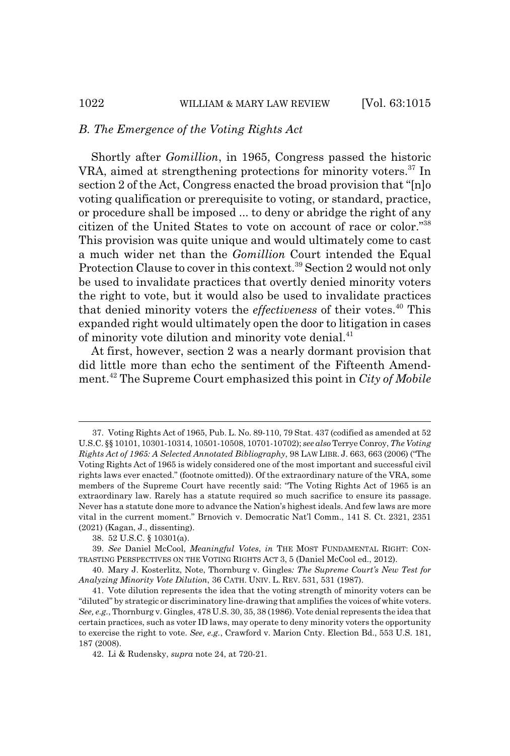### *B. The Emergence of the Voting Rights Act*

Shortly after *Gomillion*, in 1965, Congress passed the historic VRA, aimed at strengthening protections for minority voters.[37] In section 2 of the Act, Congress enacted the broad provision that "[n]o voting qualification or prerequisite to voting, or standard, practice, or procedure shall be imposed ... to deny or abridge the right of any citizen of the United States to vote on account of race or color."[38] This provision was quite unique and would ultimately come to cast a much wider net than the *Gomillion* Court intended the Equal Protection Clause to cover in this context.[39] Section 2 would not only be used to invalidate practices that overtly denied minority voters the right to vote, but it would also be used to invalidate practices that denied minority voters the *effectiveness* of their votes.[40] This expanded right would ultimately open the door to litigation in cases of minority vote dilution and minority vote denial.[41]

At first, however, section 2 was a nearly dormant provision that did little more than echo the sentiment of the Fifteenth Amendment.[42] The Supreme Court emphasized this point in *City of Mobile*

---

37. Voting Rights Act of 1965, Pub. L. No. 89-110, 79 Stat. 437 (codified as amended at 52 U.S.C. §§ 10101, 10301-10314, 10501-10508, 10701-10702); *see also* Terrye Conroy, *The Voting Rights Act of 1965: A Selected Annotated Bibliography*, 98 LAW LIBR. J. 663, 663 (2006) ("The Voting Rights Act of 1965 is widely considered one of the most important and successful civil rights laws ever enacted." (footnote omitted)). Of the extraordinary nature of the VRA, some members of the Supreme Court have recently said: "The Voting Rights Act of 1965 is an extraordinary law. Rarely has a statute required so much sacrifice to ensure its passage. Never has a statute done more to advance the Nation's highest ideals. And few laws are more vital in the current moment." Brnovich v. Democratic Nat'l Comm., 141 S. Ct. 2321, 2351 (2021) (Kagan, J., dissenting).

38. 52 U.S.C. § 10301(a).

39. *See* Daniel McCool, *Meaningful Votes*, *in* THE MOST FUNDAMENTAL RIGHT: CONTRASTING PERSPECTIVES ON THE VOTING RIGHTS ACT 3, 5 (Daniel McCool ed., 2012).

40. Mary J. Kosterlitz, Note, Thornburg v. Gingles*: The Supreme Court's New Test for Analyzing Minority Vote Dilution*, 36 CATH. UNIV. L. REV. 531, 531 (1987).

41. Vote dilution represents the idea that the voting strength of minority voters can be "diluted" by strategic or discriminatory line-drawing that amplifies the voices of white voters. *See, e.g.*, Thornburg v. Gingles, 478 U.S. 30, 35, 38 (1986). Vote denial represents the idea that certain practices, such as voter ID laws, may operate to deny minority voters the opportunity to exercise the right to vote. *See, e.g.*, Crawford v. Marion Cnty. Election Bd., 553 U.S. 181, 187 (2008).

42. Li & Rudensky, *supra* note 24, at 720-21.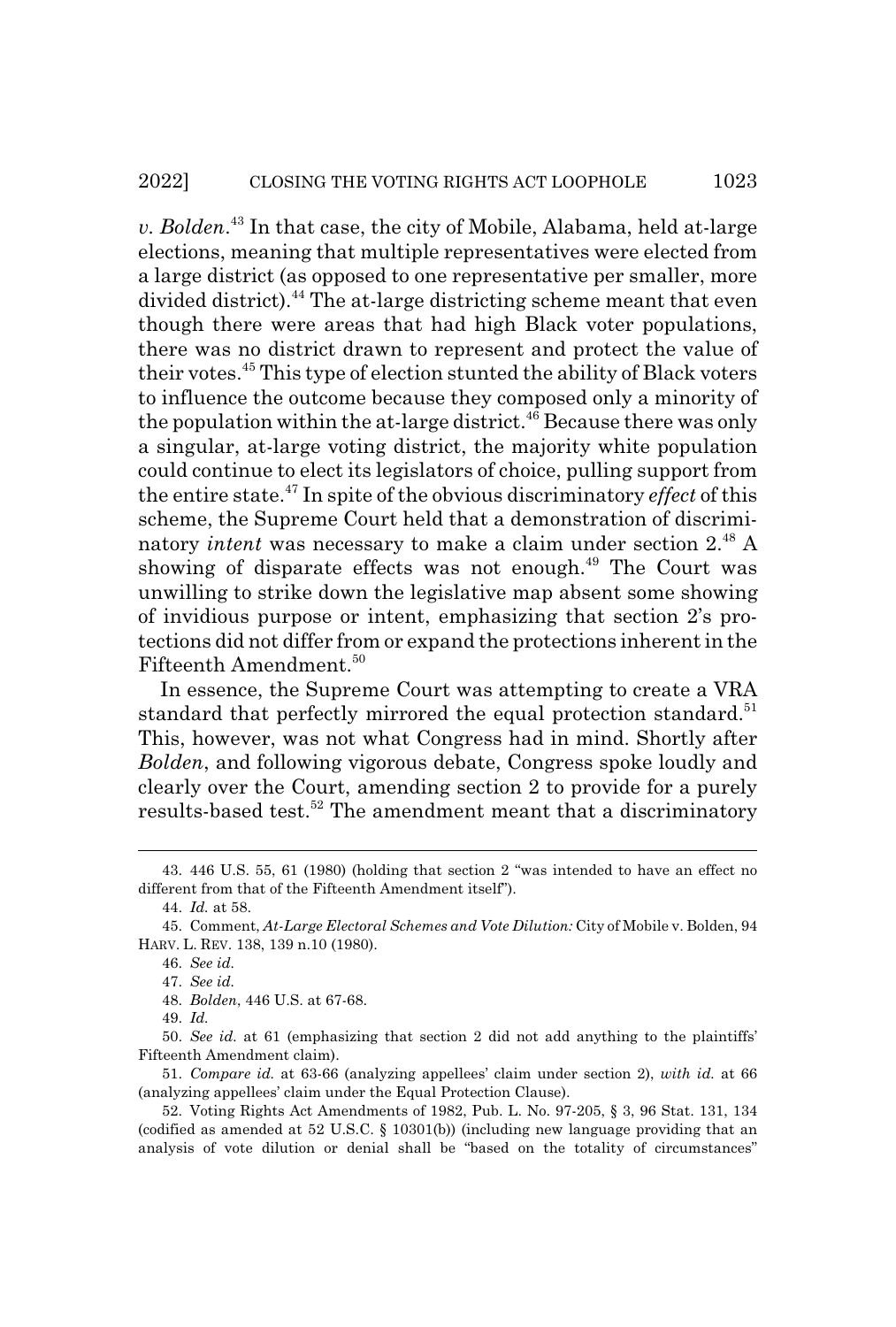*v. Bolden*.[43] In that case, the city of Mobile, Alabama, held at-large elections, meaning that multiple representatives were elected from a large district (as opposed to one representative per smaller, more divided district).[44] The at-large districting scheme meant that even though there were areas that had high Black voter populations, there was no district drawn to represent and protect the value of their votes.[45] This type of election stunted the ability of Black voters to influence the outcome because they composed only a minority of the population within the at-large district.[46] Because there was only a singular, at-large voting district, the majority white population could continue to elect its legislators of choice, pulling support from the entire state.[47] In spite of the obvious discriminatory *effect* of this scheme, the Supreme Court held that a demonstration of discriminatory *intent* was necessary to make a claim under section 2.[48] A showing of disparate effects was not enough.[49] The Court was unwilling to strike down the legislative map absent some showing of invidious purpose or intent, emphasizing that section 2's protections did not differ from or expand the protections inherent in the Fifteenth Amendment.[50]

In essence, the Supreme Court was attempting to create a VRA standard that perfectly mirrored the equal protection standard.[51] This, however, was not what Congress had in mind. Shortly after *Bolden*, and following vigorous debate, Congress spoke loudly and clearly over the Court, amending section 2 to provide for a purely results-based test.[52] The amendment meant that a discriminatory

---

43. 446 U.S. 55, 61 (1980) (holding that section 2 "was intended to have an effect no different from that of the Fifteenth Amendment itself").

44. *Id.* at 58.

45. Comment, *At-Large Electoral Schemes and Vote Dilution:* City of Mobile v. Bolden, 94 HARV. L. REV. 138, 139 n.10 (1980).

46. *See id.*

47. *See id.*

48. *Bolden*, 446 U.S. at 67-68.

49. *Id.*

50. *See id.* at 61 (emphasizing that section 2 did not add anything to the plaintiffs' Fifteenth Amendment claim).

51. *Compare id.* at 63-66 (analyzing appellees' claim under section 2), *with id.* at 66 (analyzing appellees' claim under the Equal Protection Clause).

52. Voting Rights Act Amendments of 1982, Pub. L. No. 97-205, § 3, 96 Stat. 131, 134 (codified as amended at 52 U.S.C. § 10301(b)) (including new language providing that an analysis of vote dilution or denial shall be "based on the totality of circumstances"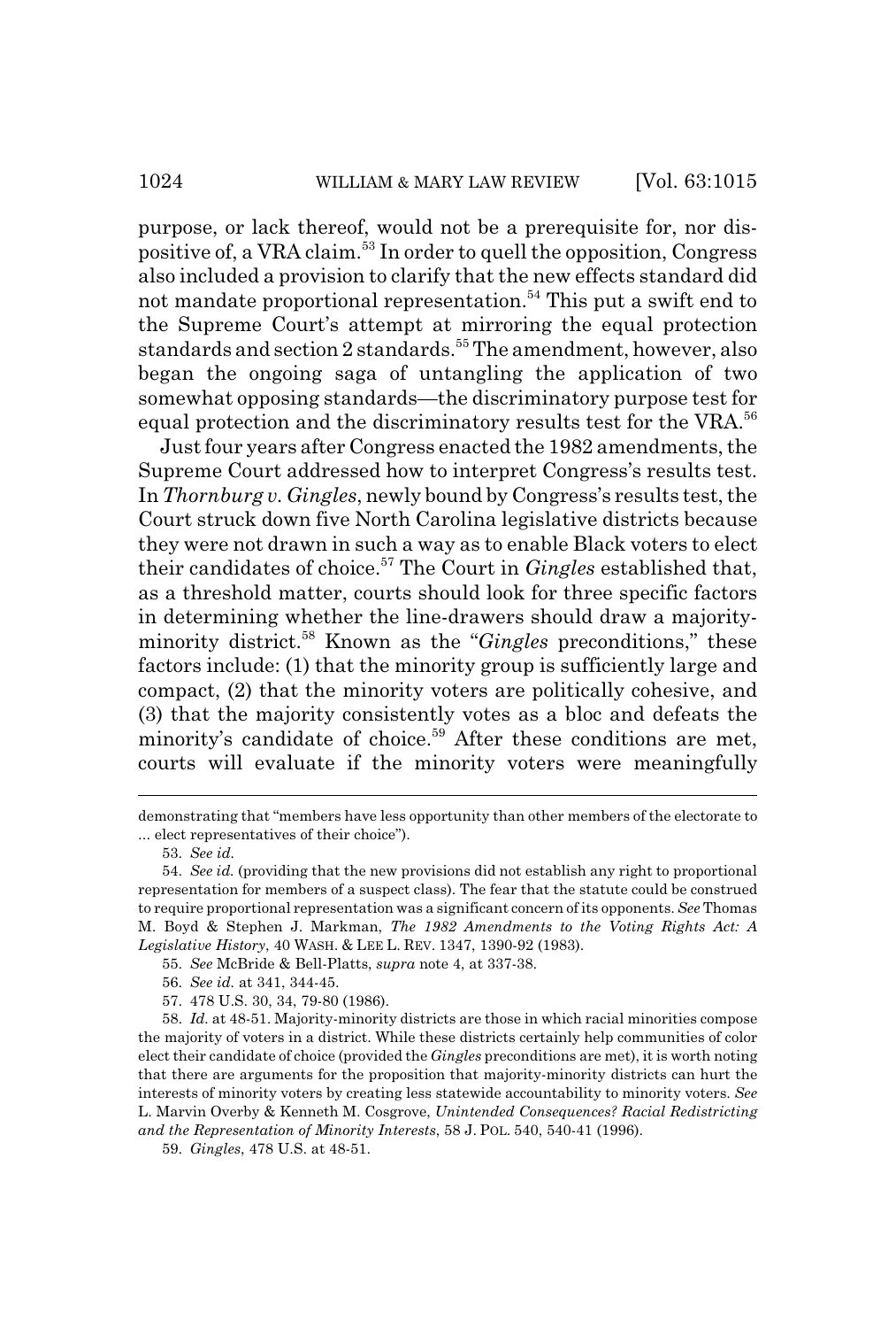purpose, or lack thereof, would not be a prerequisite for, nor dispositive of, a VRA claim.[53] In order to quell the opposition, Congress also included a provision to clarify that the new effects standard did not mandate proportional representation.[54] This put a swift end to the Supreme Court's attempt at mirroring the equal protection standards and section 2 standards.[55] The amendment, however, also began the ongoing saga of untangling the application of two somewhat opposing standards—the discriminatory purpose test for equal protection and the discriminatory results test for the VRA.[56]

Just four years after Congress enacted the 1982 amendments, the Supreme Court addressed how to interpret Congress's results test. In *Thornburg v. Gingles*, newly bound by Congress's results test, the Court struck down five North Carolina legislative districts because they were not drawn in such a way as to enable Black voters to elect their candidates of choice.[57] The Court in *Gingles* established that, as a threshold matter, courts should look for three specific factors in determining whether the line-drawers should draw a majority-minority district.[58] Known as the "*Gingles* preconditions," these factors include: (1) that the minority group is sufficiently large and compact, (2) that the minority voters are politically cohesive, and (3) that the majority consistently votes as a bloc and defeats the minority's candidate of choice.[59] After these conditions are met, courts will evaluate if the minority voters were meaningfully

---

demonstrating that "members have less opportunity than other members of the electorate to ... elect representatives of their choice").

53. *See id.*

54. *See id.* (providing that the new provisions did not establish any right to proportional representation for members of a suspect class). The fear that the statute could be construed to require proportional representation was a significant concern of its opponents. *See* Thomas M. Boyd & Stephen J. Markman, *The 1982 Amendments to the Voting Rights Act: A Legislative History*, 40 WASH. & LEE L. REV. 1347, 1390-92 (1983).

55. *See* McBride & Bell-Platts, *supra* note 4, at 337-38.

56. *See id.* at 341, 344-45.

57. 478 U.S. 30, 34, 79-80 (1986).

58. *Id.* at 48-51. Majority-minority districts are those in which racial minorities compose the majority of voters in a district. While these districts certainly help communities of color elect their candidate of choice (provided the *Gingles* preconditions are met), it is worth noting that there are arguments for the proposition that majority-minority districts can hurt the interests of minority voters by creating less statewide accountability to minority voters. *See* L. Marvin Overby & Kenneth M. Cosgrove, *Unintended Consequences? Racial Redistricting and the Representation of Minority Interests*, 58 J. POL. 540, 540-41 (1996).

59. *Gingles*, 478 U.S. at 48-51.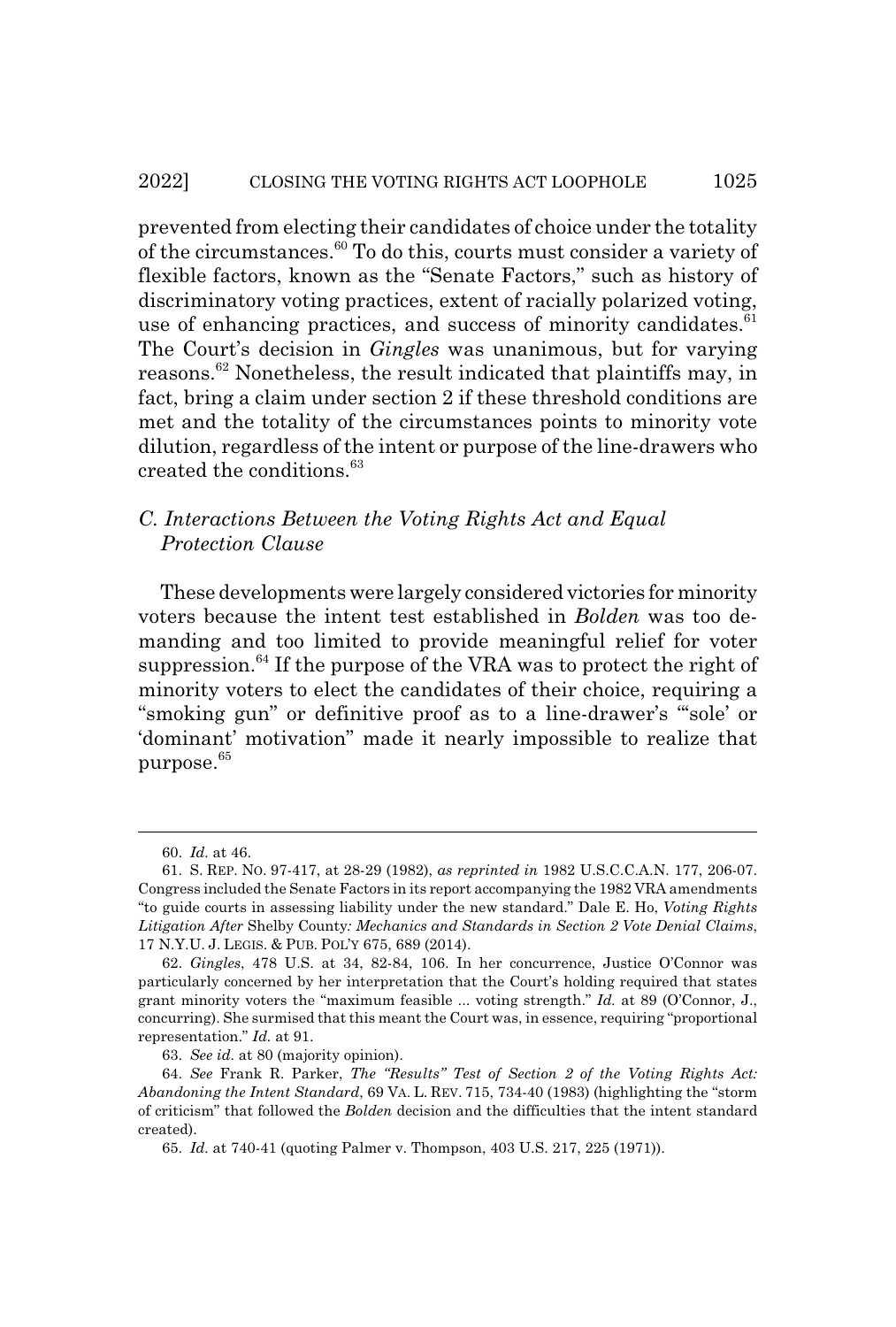prevented from electing their candidates of choice under the totality of the circumstances.[60] To do this, courts must consider a variety of flexible factors, known as the "Senate Factors," such as history of discriminatory voting practices, extent of racially polarized voting, use of enhancing practices, and success of minority candidates.[61] The Court's decision in *Gingles* was unanimous, but for varying reasons.[62] Nonetheless, the result indicated that plaintiffs may, in fact, bring a claim under section 2 if these threshold conditions are met and the totality of the circumstances points to minority vote dilution, regardless of the intent or purpose of the line-drawers who created the conditions.[63]

### *C. Interactions Between the Voting Rights Act and Equal Protection Clause*

These developments were largely considered victories for minority voters because the intent test established in *Bolden* was too demanding and too limited to provide meaningful relief for voter suppression.[64] If the purpose of the VRA was to protect the right of minority voters to elect the candidates of their choice, requiring a "smoking gun" or definitive proof as to a line-drawer's "'sole' or 'dominant' motivation" made it nearly impossible to realize that purpose.[65]

---

60. *Id.* at 46.

61. S. REP. NO. 97-417, at 28-29 (1982), *as reprinted in* 1982 U.S.C.C.A.N. 177, 206-07. Congress included the Senate Factors in its report accompanying the 1982 VRA amendments "to guide courts in assessing liability under the new standard." Dale E. Ho, *Voting Rights Litigation After* Shelby County*: Mechanics and Standards in Section 2 Vote Denial Claims*, 17 N.Y.U. J. LEGIS. & PUB. POL'Y 675, 689 (2014).

62. *Gingles*, 478 U.S. at 34, 82-84, 106. In her concurrence, Justice O'Connor was particularly concerned by her interpretation that the Court's holding required that states grant minority voters the "maximum feasible ... voting strength." *Id.* at 89 (O'Connor, J., concurring). She surmised that this meant the Court was, in essence, requiring "proportional representation." *Id.* at 91.

63. *See id.* at 80 (majority opinion).

64. *See* Frank R. Parker, *The "Results" Test of Section 2 of the Voting Rights Act: Abandoning the Intent Standard*, 69 VA. L. REV. 715, 734-40 (1983) (highlighting the "storm of criticism" that followed the *Bolden* decision and the difficulties that the intent standard created).

65. *Id.* at 740-41 (quoting Palmer v. Thompson, 403 U.S. 217, 225 (1971)).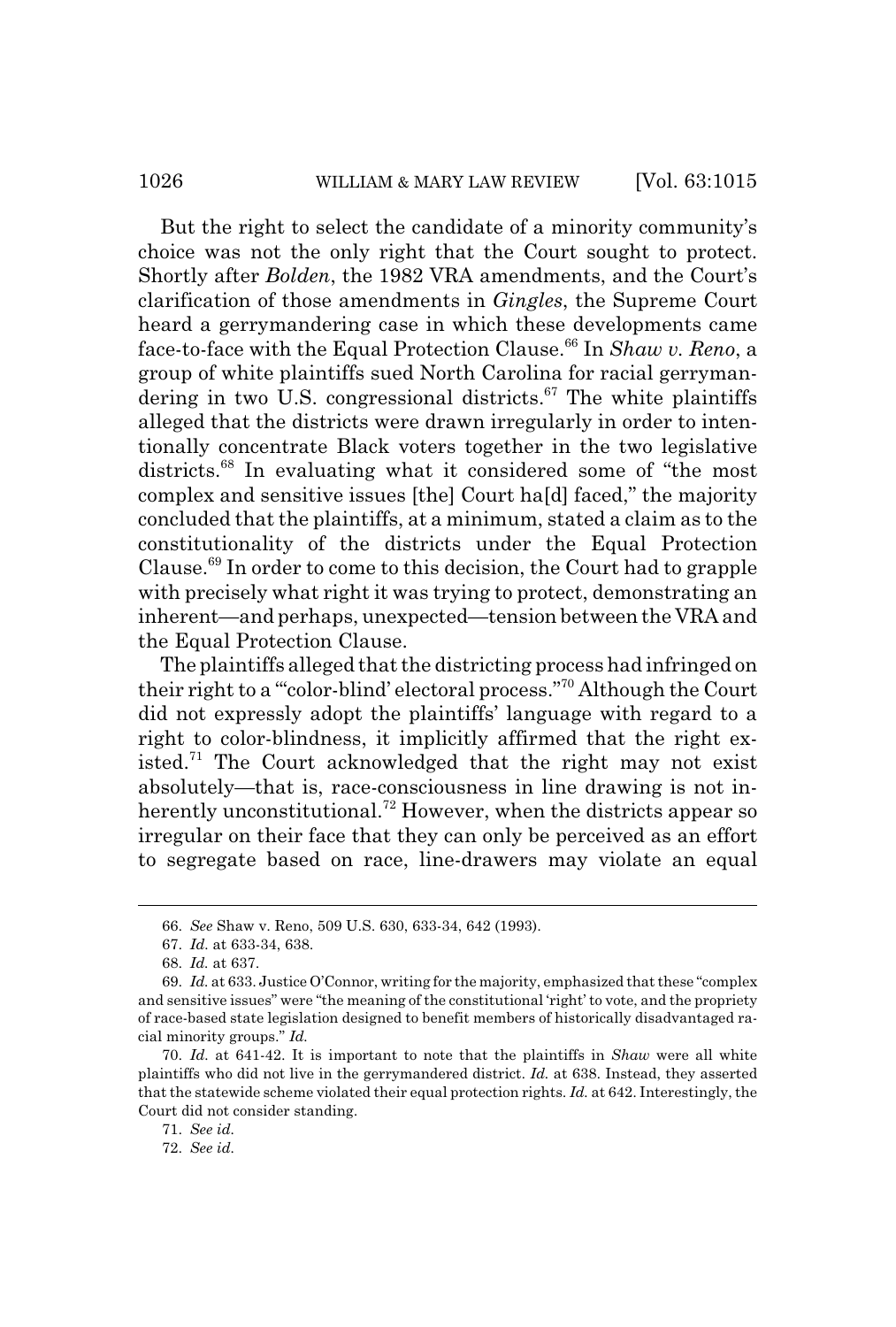But the right to select the candidate of a minority community's choice was not the only right that the Court sought to protect. Shortly after *Bolden*, the 1982 VRA amendments, and the Court's clarification of those amendments in *Gingles*, the Supreme Court heard a gerrymandering case in which these developments came face-to-face with the Equal Protection Clause.[66] In *Shaw v. Reno*, a group of white plaintiffs sued North Carolina for racial gerrymandering in two U.S. congressional districts.[67] The white plaintiffs alleged that the districts were drawn irregularly in order to intentionally concentrate Black voters together in the two legislative districts.[68] In evaluating what it considered some of "the most complex and sensitive issues [the] Court ha[d] faced," the majority concluded that the plaintiffs, at a minimum, stated a claim as to the constitutionality of the districts under the Equal Protection Clause.[69] In order to come to this decision, the Court had to grapple with precisely what right it was trying to protect, demonstrating an inherent—and perhaps, unexpected—tension between the VRA and the Equal Protection Clause.

The plaintiffs alleged that the districting process had infringed on their right to a "'color-blind' electoral process."[70] Although the Court did not expressly adopt the plaintiffs' language with regard to a right to color-blindness, it implicitly affirmed that the right existed.[71] The Court acknowledged that the right may not exist absolutely—that is, race-consciousness in line drawing is not inherently unconstitutional.[72] However, when the districts appear so irregular on their face that they can only be perceived as an effort to segregate based on race, line-drawers may violate an equal

---

66. *See* Shaw v. Reno, 509 U.S. 630, 633-34, 642 (1993).

67. *Id.* at 633-34, 638.

68. *Id.* at 637.

69. *Id.* at 633. Justice O'Connor, writing for the majority, emphasized that these "complex and sensitive issues" were "the meaning of the constitutional 'right' to vote, and the propriety of race-based state legislation designed to benefit members of historically disadvantaged racial minority groups." *Id.*

70. *Id.* at 641-42. It is important to note that the plaintiffs in *Shaw* were all white plaintiffs who did not live in the gerrymandered district. *Id.* at 638. Instead, they asserted that the statewide scheme violated their equal protection rights. *Id.* at 642. Interestingly, the Court did not consider standing.

71. *See id.*

72. *See id.*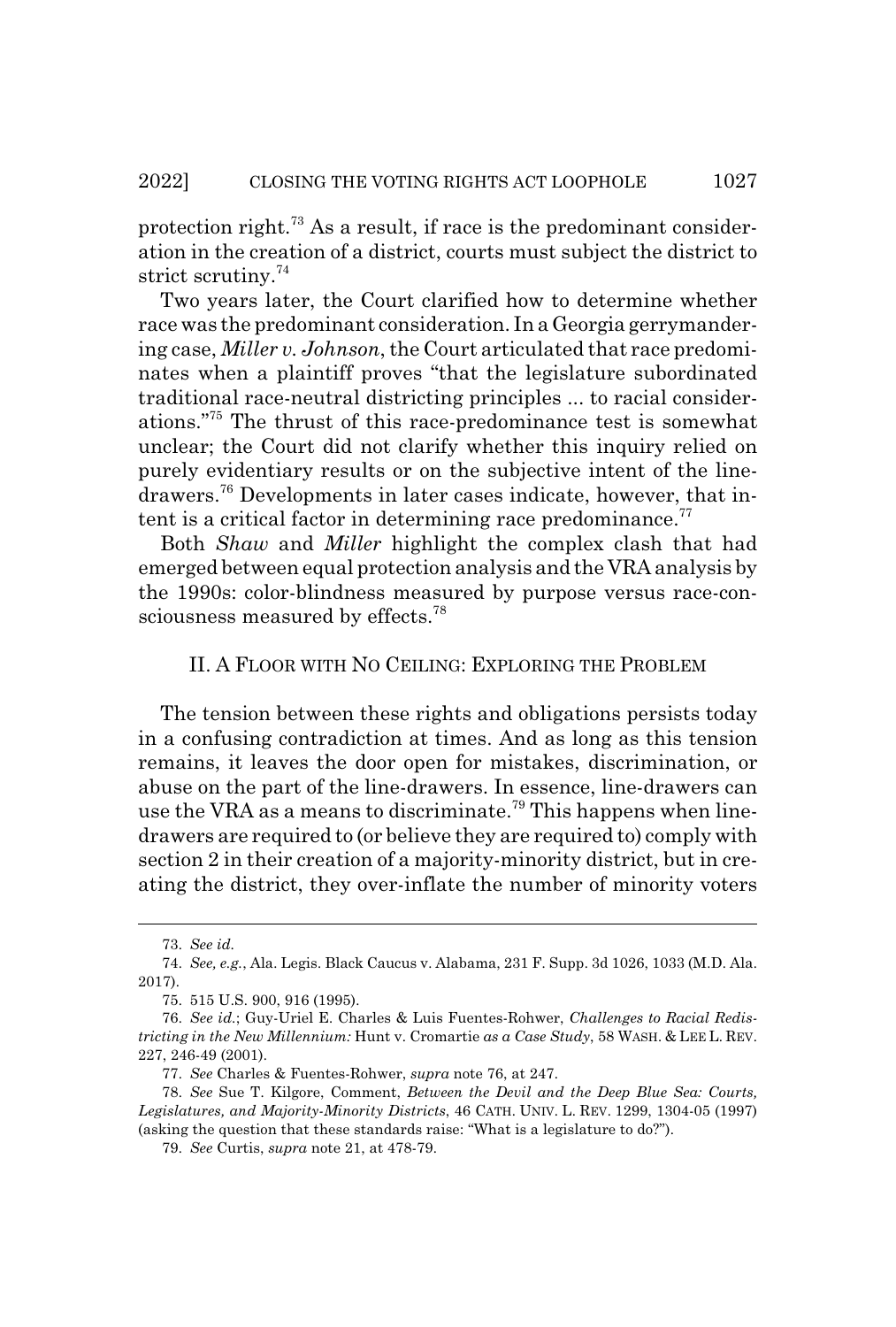protection right.[73] As a result, if race is the predominant consideration in the creation of a district, courts must subject the district to strict scrutiny.[74]

Two years later, the Court clarified how to determine whether race was the predominant consideration. In a Georgia gerrymandering case, *Miller v. Johnson*, the Court articulated that race predominates when a plaintiff proves "that the legislature subordinated traditional race-neutral districting principles ... to racial considerations."[75] The thrust of this race-predominance test is somewhat unclear; the Court did not clarify whether this inquiry relied on purely evidentiary results or on the subjective intent of the line-drawers.[76] Developments in later cases indicate, however, that intent is a critical factor in determining race predominance.[77]

Both *Shaw* and *Miller* highlight the complex clash that had emerged between equal protection analysis and the VRA analysis by the 1990s: color-blindness measured by purpose versus race-consciousness measured by effects.[78]

## II. A FLOOR WITH NO CEILING: EXPLORING THE PROBLEM

The tension between these rights and obligations persists today in a confusing contradiction at times. And as long as this tension remains, it leaves the door open for mistakes, discrimination, or abuse on the part of the line-drawers. In essence, line-drawers can use the VRA as a means to discriminate.[79] This happens when line-drawers are required to (or believe they are required to) comply with section 2 in their creation of a majority-minority district, but in creating the district, they over-inflate the number of minority voters

---

73. *See id.*

74. *See, e.g.*, Ala. Legis. Black Caucus v. Alabama, 231 F. Supp. 3d 1026, 1033 (M.D. Ala. 2017).

75. 515 U.S. 900, 916 (1995).

76. *See id.*; Guy-Uriel E. Charles & Luis Fuentes-Rohwer, *Challenges to Racial Redistricting in the New Millennium:* Hunt v. Cromartie *as a Case Study*, 58 WASH. & LEE L. REV. 227, 246-49 (2001).

77. *See* Charles & Fuentes-Rohwer, *supra* note 76, at 247.

78. *See* Sue T. Kilgore, Comment, *Between the Devil and the Deep Blue Sea: Courts, Legislatures, and Majority-Minority Districts*, 46 CATH. UNIV. L. REV. 1299, 1304-05 (1997) (asking the question that these standards raise: "What is a legislature to do?").

79. *See* Curtis, *supra* note 21, at 478-79.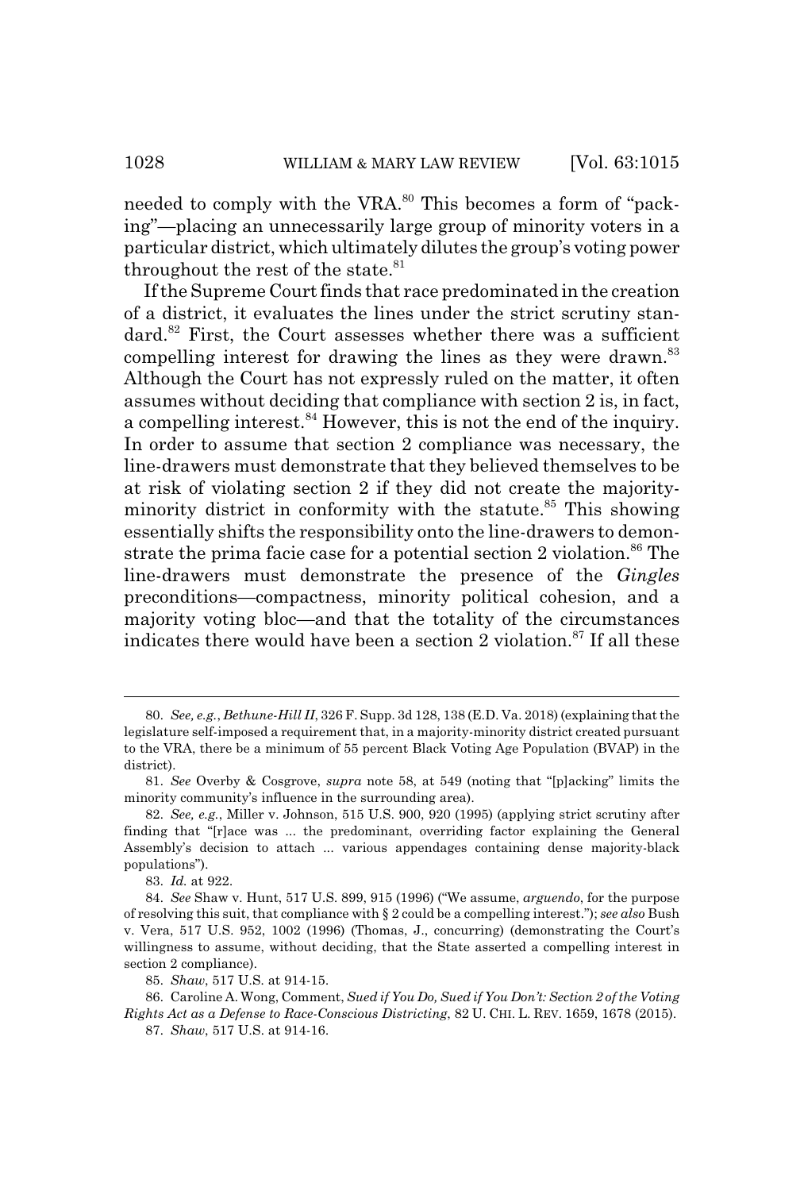needed to comply with the VRA.[80] This becomes a form of "packing"—placing an unnecessarily large group of minority voters in a particular district, which ultimately dilutes the group's voting power throughout the rest of the state.[81]

If the Supreme Court finds that race predominated in the creation of a district, it evaluates the lines under the strict scrutiny standard.[82] First, the Court assesses whether there was a sufficient compelling interest for drawing the lines as they were drawn.[83] Although the Court has not expressly ruled on the matter, it often assumes without deciding that compliance with section 2 is, in fact, a compelling interest.[84] However, this is not the end of the inquiry. In order to assume that section 2 compliance was necessary, the line-drawers must demonstrate that they believed themselves to be at risk of violating section 2 if they did not create the majority-minority district in conformity with the statute.[85] This showing essentially shifts the responsibility onto the line-drawers to demonstrate the prima facie case for a potential section 2 violation.[86] The line-drawers must demonstrate the presence of the *Gingles* preconditions—compactness, minority political cohesion, and a majority voting bloc—and that the totality of the circumstances indicates there would have been a section 2 violation.[87] If all these

---

80. *See, e.g.*, *Bethune-Hill II*, 326 F. Supp. 3d 128, 138 (E.D. Va. 2018) (explaining that the legislature self-imposed a requirement that, in a majority-minority district created pursuant to the VRA, there be a minimum of 55 percent Black Voting Age Population (BVAP) in the district).

81. *See* Overby & Cosgrove, *supra* note 58, at 549 (noting that "[p]acking" limits the minority community's influence in the surrounding area).

82. *See, e.g.*, Miller v. Johnson, 515 U.S. 900, 920 (1995) (applying strict scrutiny after finding that "[r]ace was ... the predominant, overriding factor explaining the General Assembly's decision to attach ... various appendages containing dense majority-black populations").

83. *Id.* at 922.

84. *See* Shaw v. Hunt, 517 U.S. 899, 915 (1996) ("We assume, *arguendo*, for the purpose of resolving this suit, that compliance with § 2 could be a compelling interest."); *see also* Bush v. Vera, 517 U.S. 952, 1002 (1996) (Thomas, J., concurring) (demonstrating the Court's willingness to assume, without deciding, that the State asserted a compelling interest in section 2 compliance).

85. *Shaw*, 517 U.S. at 914-15.

86. Caroline A. Wong, Comment, *Sued if You Do, Sued if You Don't: Section 2 of the Voting Rights Act as a Defense to Race-Conscious Districting*, 82 U. CHI. L. REV. 1659, 1678 (2015).

87. *Shaw*, 517 U.S. at 914-16.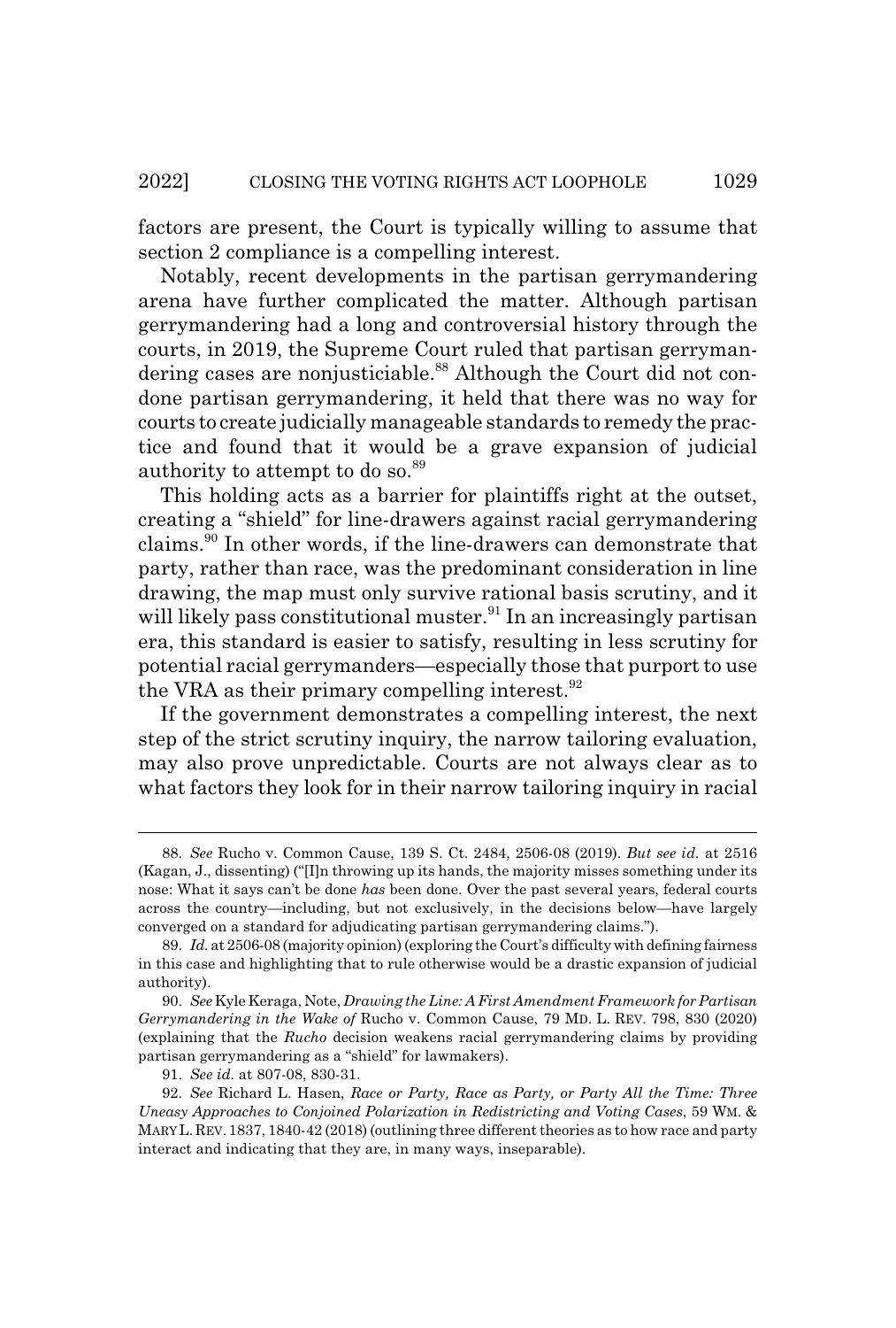factors are present, the Court is typically willing to assume that section 2 compliance is a compelling interest.

Notably, recent developments in the partisan gerrymandering arena have further complicated the matter. Although partisan gerrymandering had a long and controversial history through the courts, in 2019, the Supreme Court ruled that partisan gerrymandering cases are nonjusticiable.[88] Although the Court did not condone partisan gerrymandering, it held that there was no way for courts to create judicially manageable standards to remedy the practice and found that it would be a grave expansion of judicial authority to attempt to do so.[89]

This holding acts as a barrier for plaintiffs right at the outset, creating a "shield" for line-drawers against racial gerrymandering claims.[90] In other words, if the line-drawers can demonstrate that party, rather than race, was the predominant consideration in line drawing, the map must only survive rational basis scrutiny, and it will likely pass constitutional muster.[91] In an increasingly partisan era, this standard is easier to satisfy, resulting in less scrutiny for potential racial gerrymanders—especially those that purport to use the VRA as their primary compelling interest.[92]

If the government demonstrates a compelling interest, the next step of the strict scrutiny inquiry, the narrow tailoring evaluation, may also prove unpredictable. Courts are not always clear as to what factors they look for in their narrow tailoring inquiry in racial

---

88. *See* Rucho v. Common Cause, 139 S. Ct. 2484, 2506-08 (2019). *But see id.* at 2516 (Kagan, J., dissenting) ("[I]n throwing up its hands, the majority misses something under its nose: What it says can't be done *has* been done. Over the past several years, federal courts across the country—including, but not exclusively, in the decisions below—have largely converged on a standard for adjudicating partisan gerrymandering claims.").

89. *Id.* at 2506-08 (majority opinion) (exploring the Court's difficulty with defining fairness in this case and highlighting that to rule otherwise would be a drastic expansion of judicial authority).

90. *See* Kyle Keraga, Note, *Drawing the Line: A First Amendment Framework for Partisan Gerrymandering in the Wake of* Rucho v. Common Cause, 79 MD. L. REV. 798, 830 (2020) (explaining that the *Rucho* decision weakens racial gerrymandering claims by providing partisan gerrymandering as a "shield" for lawmakers).

91. *See id.* at 807-08, 830-31.

92. *See* Richard L. Hasen, *Race or Party, Race as Party, or Party All the Time: Three Uneasy Approaches to Conjoined Polarization in Redistricting and Voting Cases*, 59 WM. & MARY L. REV. 1837, 1840-42 (2018) (outlining three different theories as to how race and party interact and indicating that they are, in many ways, inseparable).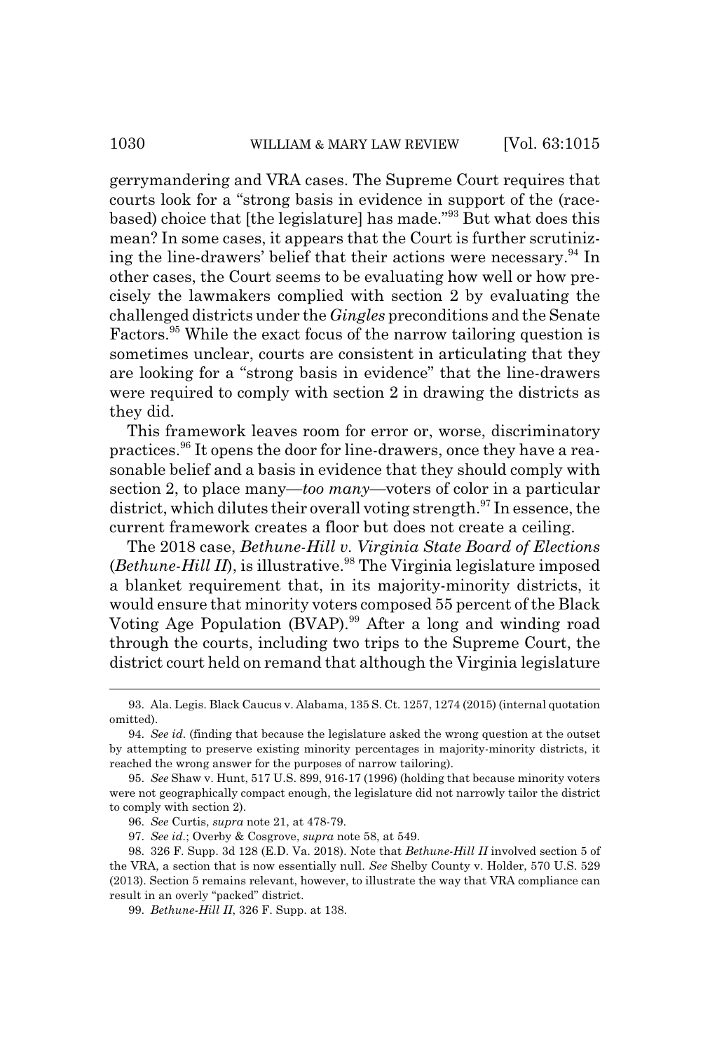gerrymandering and VRA cases. The Supreme Court requires that courts look for a "strong basis in evidence in support of the (race-based) choice that [the legislature] has made."[93] But what does this mean? In some cases, it appears that the Court is further scrutinizing the line-drawers' belief that their actions were necessary.[94] In other cases, the Court seems to be evaluating how well or how precisely the lawmakers complied with section 2 by evaluating the challenged districts under the *Gingles* preconditions and the Senate Factors.[95] While the exact focus of the narrow tailoring question is sometimes unclear, courts are consistent in articulating that they are looking for a "strong basis in evidence" that the line-drawers were required to comply with section 2 in drawing the districts as they did.

This framework leaves room for error or, worse, discriminatory practices.[96] It opens the door for line-drawers, once they have a reasonable belief and a basis in evidence that they should comply with section 2, to place many—*too many*—voters of color in a particular district, which dilutes their overall voting strength.[97] In essence, the current framework creates a floor but does not create a ceiling.

The 2018 case, *Bethune-Hill v. Virginia State Board of Elections* (*Bethune-Hill II*), is illustrative.[98] The Virginia legislature imposed a blanket requirement that, in its majority-minority districts, it would ensure that minority voters composed 55 percent of the Black Voting Age Population (BVAP).[99] After a long and winding road through the courts, including two trips to the Supreme Court, the district court held on remand that although the Virginia legislature

---

93. Ala. Legis. Black Caucus v. Alabama, 135 S. Ct. 1257, 1274 (2015) (internal quotation omitted).

94. *See id.* (finding that because the legislature asked the wrong question at the outset by attempting to preserve existing minority percentages in majority-minority districts, it reached the wrong answer for the purposes of narrow tailoring).

95. *See* Shaw v. Hunt, 517 U.S. 899, 916-17 (1996) (holding that because minority voters were not geographically compact enough, the legislature did not narrowly tailor the district to comply with section 2).

96. *See* Curtis, *supra* note 21, at 478-79.

97. *See id.*; Overby & Cosgrove, *supra* note 58, at 549.

98. 326 F. Supp. 3d 128 (E.D. Va. 2018). Note that *Bethune-Hill II* involved section 5 of the VRA, a section that is now essentially null. *See* Shelby County v. Holder, 570 U.S. 529 (2013). Section 5 remains relevant, however, to illustrate the way that VRA compliance can result in an overly "packed" district.

99. *Bethune-Hill II*, 326 F. Supp. at 138.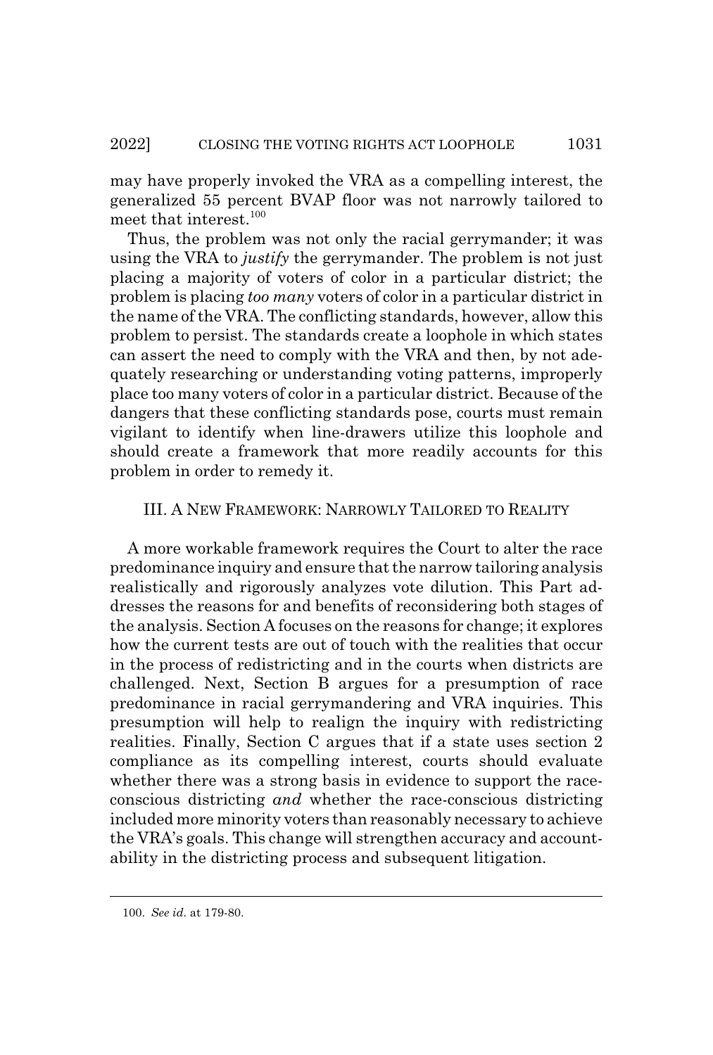may have properly invoked the VRA as a compelling interest, the generalized 55 percent BVAP floor was not narrowly tailored to meet that interest.[100]

Thus, the problem was not only the racial gerrymander; it was using the VRA to *justify* the gerrymander. The problem is not just placing a majority of voters of color in a particular district; the problem is placing *too many* voters of color in a particular district in the name of the VRA. The conflicting standards, however, allow this problem to persist. The standards create a loophole in which states can assert the need to comply with the VRA and then, by not adequately researching or understanding voting patterns, improperly place too many voters of color in a particular district. Because of the dangers that these conflicting standards pose, courts must remain vigilant to identify when line-drawers utilize this loophole and should create a framework that more readily accounts for this problem in order to remedy it.

## III. A NEW FRAMEWORK: NARROWLY TAILORED TO REALITY

A more workable framework requires the Court to alter the race predominance inquiry and ensure that the narrow tailoring analysis realistically and rigorously analyzes vote dilution. This Part addresses the reasons for and benefits of reconsidering both stages of the analysis. Section A focuses on the reasons for change; it explores how the current tests are out of touch with the realities that occur in the process of redistricting and in the courts when districts are challenged. Next, Section B argues for a presumption of race predominance in racial gerrymandering and VRA inquiries. This presumption will help to realign the inquiry with redistricting realities. Finally, Section C argues that if a state uses section 2 compliance as its compelling interest, courts should evaluate whether there was a strong basis in evidence to support the race-conscious districting *and* whether the race-conscious districting included more minority voters than reasonably necessary to achieve the VRA's goals. This change will strengthen accuracy and accountability in the districting process and subsequent litigation.

---

100. *See id.* at 179-80.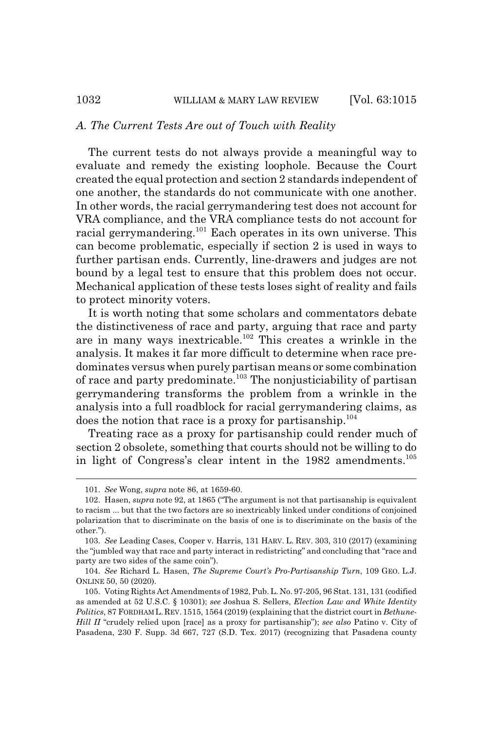### *A. The Current Tests Are out of Touch with Reality*

The current tests do not always provide a meaningful way to evaluate and remedy the existing loophole. Because the Court created the equal protection and section 2 standards independent of one another, the standards do not communicate with one another. In other words, the racial gerrymandering test does not account for VRA compliance, and the VRA compliance tests do not account for racial gerrymandering.[101] Each operates in its own universe. This can become problematic, especially if section 2 is used in ways to further partisan ends. Currently, line-drawers and judges are not bound by a legal test to ensure that this problem does not occur. Mechanical application of these tests loses sight of reality and fails to protect minority voters.

It is worth noting that some scholars and commentators debate the distinctiveness of race and party, arguing that race and party are in many ways inextricable.[102] This creates a wrinkle in the analysis. It makes it far more difficult to determine when race predominates versus when purely partisan means or some combination of race and party predominate.[103] The nonjusticiability of partisan gerrymandering transforms the problem from a wrinkle in the analysis into a full roadblock for racial gerrymandering claims, as does the notion that race is a proxy for partisanship.[104]

Treating race as a proxy for partisanship could render much of section 2 obsolete, something that courts should not be willing to do in light of Congress's clear intent in the 1982 amendments.[105]

---

101. *See* Wong, *supra* note 86, at 1659-60.

102. Hasen, *supra* note 92, at 1865 ("The argument is not that partisanship is equivalent to racism ... but that the two factors are so inextricably linked under conditions of conjoined polarization that to discriminate on the basis of one is to discriminate on the basis of the other.").

103. *See* Leading Cases, Cooper v. Harris, 131 HARV. L. REV. 303, 310 (2017) (examining the "jumbled way that race and party interact in redistricting" and concluding that "race and party are two sides of the same coin").

104. *See* Richard L. Hasen, *The Supreme Court's Pro-Partisanship Turn*, 109 GEO. L.J. ONLINE 50, 50 (2020).

105. Voting Rights Act Amendments of 1982, Pub. L. No. 97-205, 96 Stat. 131, 131 (codified as amended at 52 U.S.C. § 10301); *see* Joshua S. Sellers, *Election Law and White Identity Politics*, 87 FORDHAM L. REV. 1515, 1564 (2019) (explaining that the district court in *Bethune-Hill II* "crudely relied upon [race] as a proxy for partisanship"); *see also* Patino v. City of Pasadena, 230 F. Supp. 3d 667, 727 (S.D. Tex. 2017) (recognizing that Pasadena county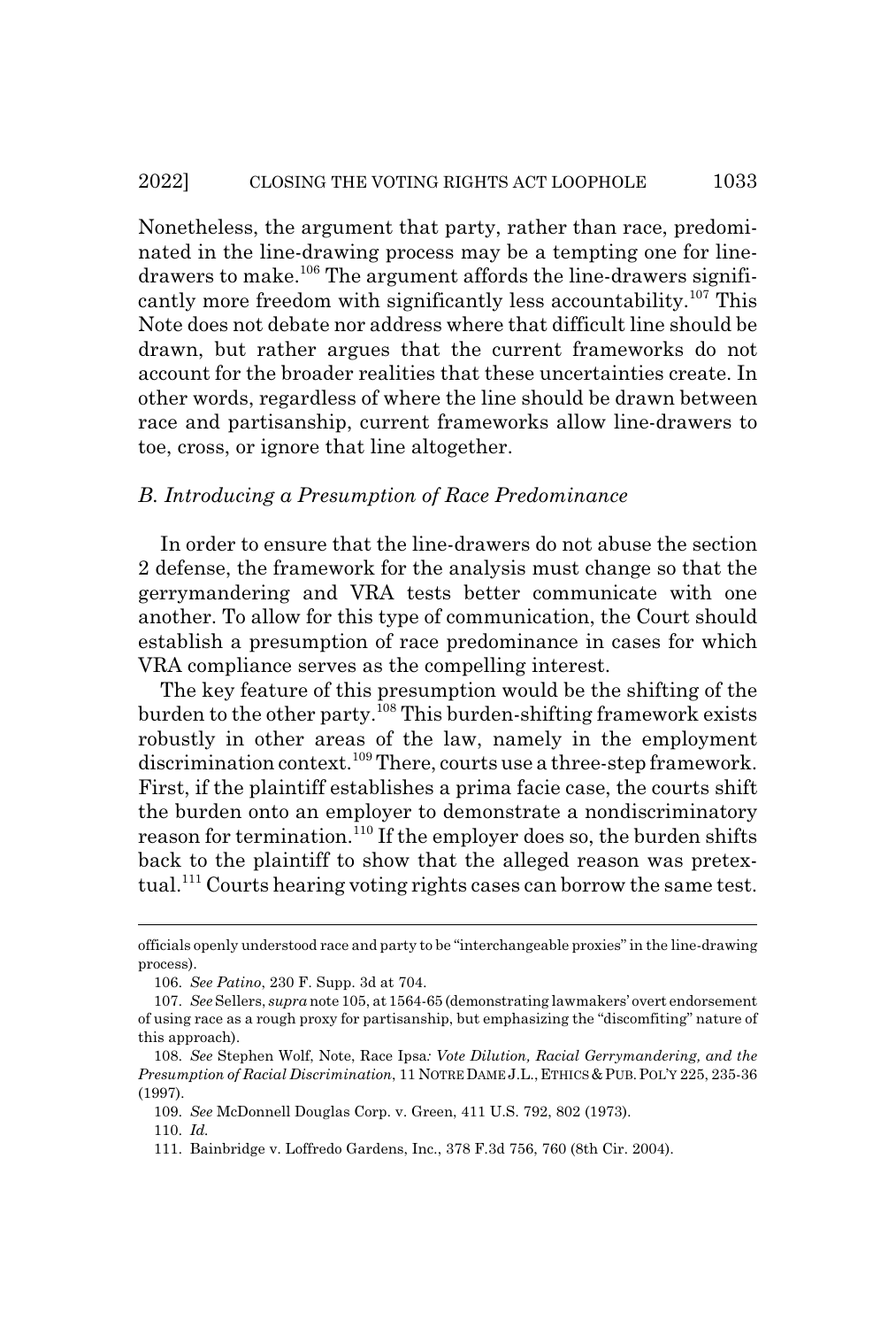Nonetheless, the argument that party, rather than race, predominated in the line-drawing process may be a tempting one for line-drawers to make.[106] The argument affords the line-drawers significantly more freedom with significantly less accountability.[107] This Note does not debate nor address where that difficult line should be drawn, but rather argues that the current frameworks do not account for the broader realities that these uncertainties create. In other words, regardless of where the line should be drawn between race and partisanship, current frameworks allow line-drawers to toe, cross, or ignore that line altogether.

### *B. Introducing a Presumption of Race Predominance*

In order to ensure that the line-drawers do not abuse the section 2 defense, the framework for the analysis must change so that the gerrymandering and VRA tests better communicate with one another. To allow for this type of communication, the Court should establish a presumption of race predominance in cases for which VRA compliance serves as the compelling interest.

The key feature of this presumption would be the shifting of the burden to the other party.[108] This burden-shifting framework exists robustly in other areas of the law, namely in the employment discrimination context.[109] There, courts use a three-step framework. First, if the plaintiff establishes a prima facie case, the courts shift the burden onto an employer to demonstrate a nondiscriminatory reason for termination.[110] If the employer does so, the burden shifts back to the plaintiff to show that the alleged reason was pretextual.[111] Courts hearing voting rights cases can borrow the same test.

---

officials openly understood race and party to be "interchangeable proxies" in the line-drawing process).

106. *See Patino*, 230 F. Supp. 3d at 704.

107. *See* Sellers, *supra* note 105, at 1564-65 (demonstrating lawmakers' overt endorsement of using race as a rough proxy for partisanship, but emphasizing the "discomfiting" nature of this approach).

108. *See* Stephen Wolf, Note, *Race Ipsa: Vote Dilution, Racial Gerrymandering, and the Presumption of Racial Discrimination*, 11 NOTRE DAME J.L., ETHICS & PUB. POL'Y 225, 235-36 (1997).

109. *See* McDonnell Douglas Corp. v. Green, 411 U.S. 792, 802 (1973).

110. *Id.*

111. Bainbridge v. Loffredo Gardens, Inc., 378 F.3d 756, 760 (8th Cir. 2004).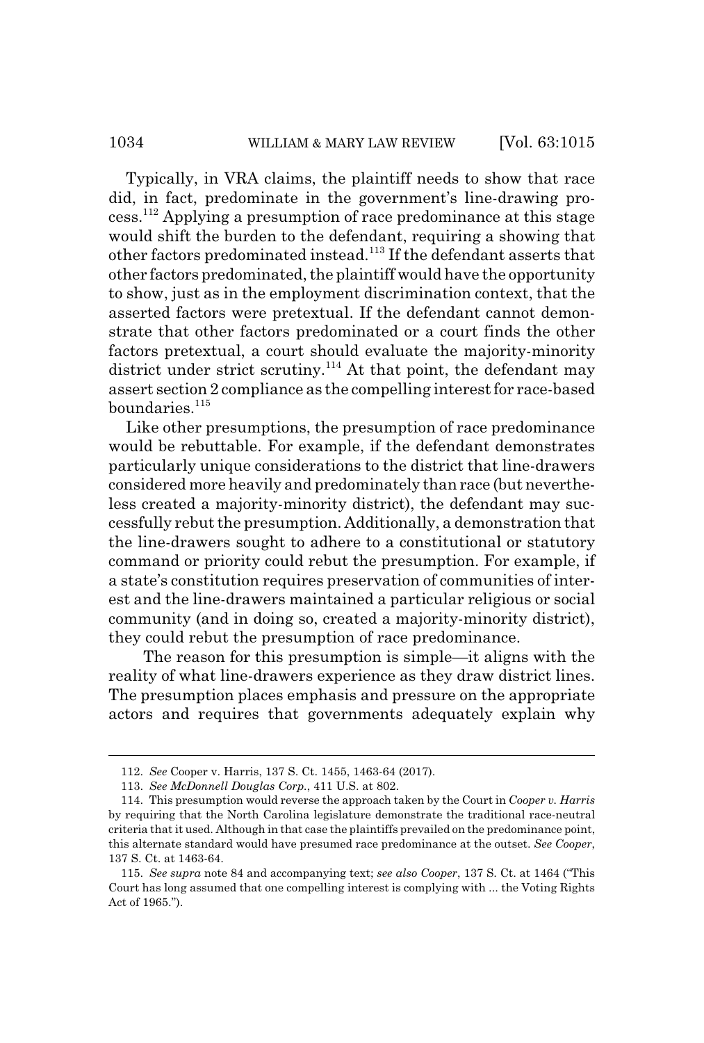Typically, in VRA claims, the plaintiff needs to show that race did, in fact, predominate in the government's line-drawing process.[112] Applying a presumption of race predominance at this stage would shift the burden to the defendant, requiring a showing that other factors predominated instead.[113] If the defendant asserts that other factors predominated, the plaintiff would have the opportunity to show, just as in the employment discrimination context, that the asserted factors were pretextual. If the defendant cannot demonstrate that other factors predominated or a court finds the other factors pretextual, a court should evaluate the majority-minority district under strict scrutiny.[114] At that point, the defendant may assert section 2 compliance as the compelling interest for race-based boundaries.[115]

Like other presumptions, the presumption of race predominance would be rebuttable. For example, if the defendant demonstrates particularly unique considerations to the district that line-drawers considered more heavily and predominately than race (but nevertheless created a majority-minority district), the defendant may successfully rebut the presumption. Additionally, a demonstration that the line-drawers sought to adhere to a constitutional or statutory command or priority could rebut the presumption. For example, if a state's constitution requires preservation of communities of interest and the line-drawers maintained a particular religious or social community (and in doing so, created a majority-minority district), they could rebut the presumption of race predominance.

The reason for this presumption is simple—it aligns with the reality of what line-drawers experience as they draw district lines. The presumption places emphasis and pressure on the appropriate actors and requires that governments adequately explain why

---

112. *See* Cooper v. Harris, 137 S. Ct. 1455, 1463-64 (2017).

113. *See McDonnell Douglas Corp.*, 411 U.S. at 802.

114. This presumption would reverse the approach taken by the Court in *Cooper v. Harris* by requiring that the North Carolina legislature demonstrate the traditional race-neutral criteria that it used. Although in that case the plaintiffs prevailed on the predominance point, this alternate standard would have presumed race predominance at the outset. *See Cooper*, 137 S. Ct. at 1463-64.

115. *See supra* note 84 and accompanying text; *see also Cooper*, 137 S. Ct. at 1464 ("This Court has long assumed that one compelling interest is complying with ... the Voting Rights Act of 1965.").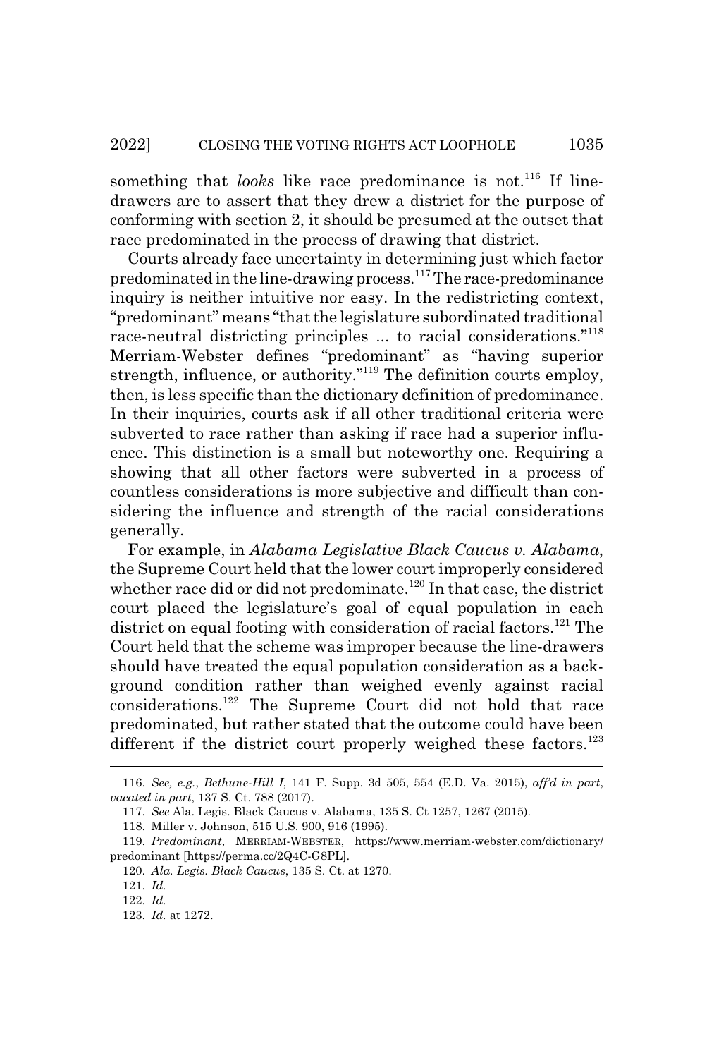something that *looks* like race predominance is not.[116] If line-drawers are to assert that they drew a district for the purpose of conforming with section 2, it should be presumed at the outset that race predominated in the process of drawing that district.

Courts already face uncertainty in determining just which factor predominated in the line-drawing process.[117] The race-predominance inquiry is neither intuitive nor easy. In the redistricting context, "predominant" means "that the legislature subordinated traditional race-neutral districting principles ... to racial considerations."[118] Merriam-Webster defines "predominant" as "having superior strength, influence, or authority."[119] The definition courts employ, then, is less specific than the dictionary definition of predominance. In their inquiries, courts ask if all other traditional criteria were subverted to race rather than asking if race had a superior influence. This distinction is a small but noteworthy one. Requiring a showing that all other factors were subverted in a process of countless considerations is more subjective and difficult than considering the influence and strength of the racial considerations generally.

For example, in *Alabama Legislative Black Caucus v. Alabama*, the Supreme Court held that the lower court improperly considered whether race did or did not predominate.[120] In that case, the district court placed the legislature's goal of equal population in each district on equal footing with consideration of racial factors.[121] The Court held that the scheme was improper because the line-drawers should have treated the equal population consideration as a background condition rather than weighed evenly against racial considerations.[122] The Supreme Court did not hold that race predominated, but rather stated that the outcome could have been different if the district court properly weighed these factors.[123]

---

116. *See, e.g.*, *Bethune-Hill I*, 141 F. Supp. 3d 505, 554 (E.D. Va. 2015), *aff'd in part*, *vacated in part*, 137 S. Ct. 788 (2017).

117. *See* Ala. Legis. Black Caucus v. Alabama, 135 S. Ct 1257, 1267 (2015).

118. Miller v. Johnson, 515 U.S. 900, 916 (1995).

119. *Predominant*, MERRIAM-WEBSTER, https://www.merriam-webster.com/dictionary/predominant [https://perma.cc/2Q4C-G8PL].

120. *Ala. Legis. Black Caucus*, 135 S. Ct. at 1270.

121. *Id.*

122. *Id.*

123. *Id.* at 1272.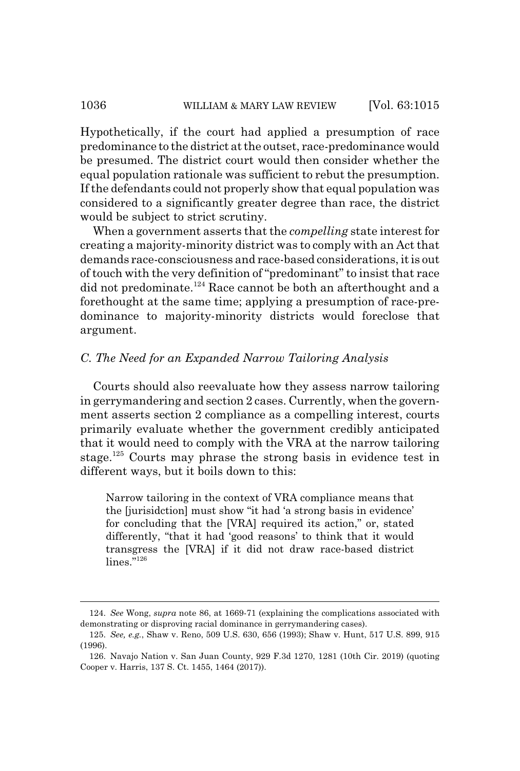Hypothetically, if the court had applied a presumption of race predominance to the district at the outset, race-predominance would be presumed. The district court would then consider whether the equal population rationale was sufficient to rebut the presumption. If the defendants could not properly show that equal population was considered to a significantly greater degree than race, the district would be subject to strict scrutiny.

When a government asserts that the *compelling* state interest for creating a majority-minority district was to comply with an Act that demands race-consciousness and race-based considerations, it is out of touch with the very definition of "predominant" to insist that race did not predominate.[124] Race cannot be both an afterthought and a forethought at the same time; applying a presumption of race-predominance to majority-minority districts would foreclose that argument.

### *C. The Need for an Expanded Narrow Tailoring Analysis*

Courts should also reevaluate how they assess narrow tailoring in gerrymandering and section 2 cases. Currently, when the government asserts section 2 compliance as a compelling interest, courts primarily evaluate whether the government credibly anticipated that it would need to comply with the VRA at the narrow tailoring stage.[125] Courts may phrase the strong basis in evidence test in different ways, but it boils down to this:

> Narrow tailoring in the context of VRA compliance means that the [jurisidction] must show "it had 'a strong basis in evidence' for concluding that the [VRA] required its action," or, stated differently, "that it had 'good reasons' to think that it would transgress the [VRA] if it did not draw race-based district lines."[126]

---

124. *See* Wong, *supra* note 86, at 1669-71 (explaining the complications associated with demonstrating or disproving racial dominance in gerrymandering cases).

125. *See, e.g.*, Shaw v. Reno, 509 U.S. 630, 656 (1993); Shaw v. Hunt, 517 U.S. 899, 915 (1996).

126. Navajo Nation v. San Juan County, 929 F.3d 1270, 1281 (10th Cir. 2019) (quoting Cooper v. Harris, 137 S. Ct. 1455, 1464 (2017)).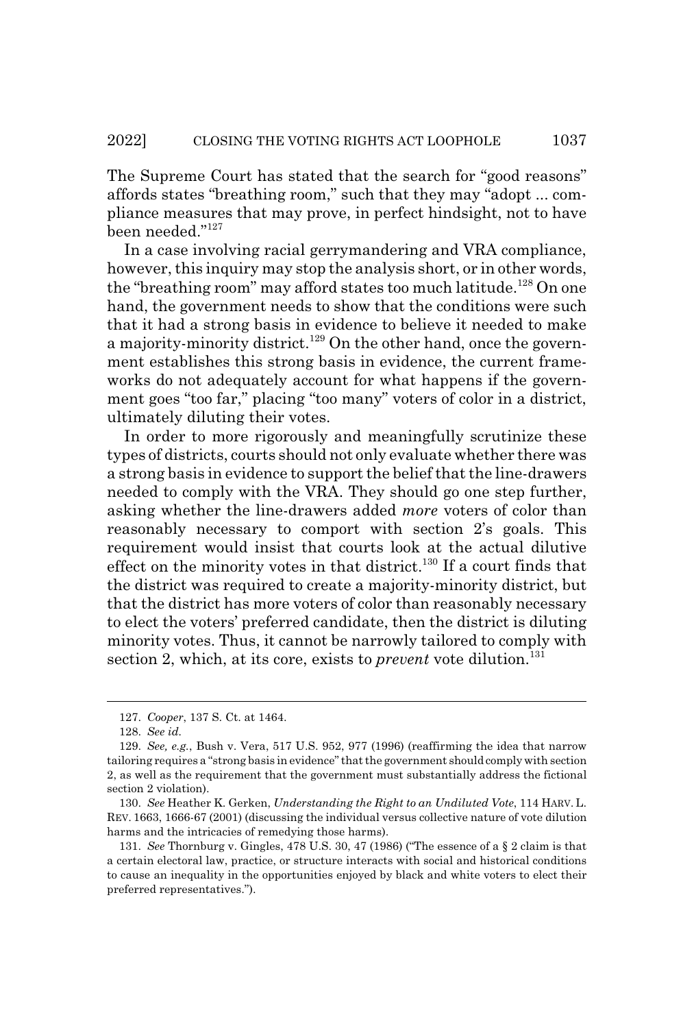The Supreme Court has stated that the search for "good reasons" affords states "breathing room," such that they may "adopt ... compliance measures that may prove, in perfect hindsight, not to have been needed."[127]

In a case involving racial gerrymandering and VRA compliance, however, this inquiry may stop the analysis short, or in other words, the "breathing room" may afford states too much latitude.[128] On one hand, the government needs to show that the conditions were such that it had a strong basis in evidence to believe it needed to make a majority-minority district.[129] On the other hand, once the government establishes this strong basis in evidence, the current frameworks do not adequately account for what happens if the government goes "too far," placing "too many" voters of color in a district, ultimately diluting their votes.

In order to more rigorously and meaningfully scrutinize these types of districts, courts should not only evaluate whether there was a strong basis in evidence to support the belief that the line-drawers needed to comply with the VRA. They should go one step further, asking whether the line-drawers added *more* voters of color than reasonably necessary to comport with section 2's goals. This requirement would insist that courts look at the actual dilutive effect on the minority votes in that district.[130] If a court finds that the district was required to create a majority-minority district, but that the district has more voters of color than reasonably necessary to elect the voters' preferred candidate, then the district is diluting minority votes. Thus, it cannot be narrowly tailored to comply with section 2, which, at its core, exists to *prevent* vote dilution.[131]

---

127. *Cooper*, 137 S. Ct. at 1464.

128. *See id.*

129. *See, e.g.*, Bush v. Vera, 517 U.S. 952, 977 (1996) (reaffirming the idea that narrow tailoring requires a "strong basis in evidence" that the government should comply with section 2, as well as the requirement that the government must substantially address the fictional section 2 violation).

130. *See* Heather K. Gerken, *Understanding the Right to an Undiluted Vote*, 114 HARV. L. REV. 1663, 1666-67 (2001) (discussing the individual versus collective nature of vote dilution harms and the intricacies of remedying those harms).

131. *See* Thornburg v. Gingles, 478 U.S. 30, 47 (1986) ("The essence of a § 2 claim is that a certain electoral law, practice, or structure interacts with social and historical conditions to cause an inequality in the opportunities enjoyed by black and white voters to elect their preferred representatives.").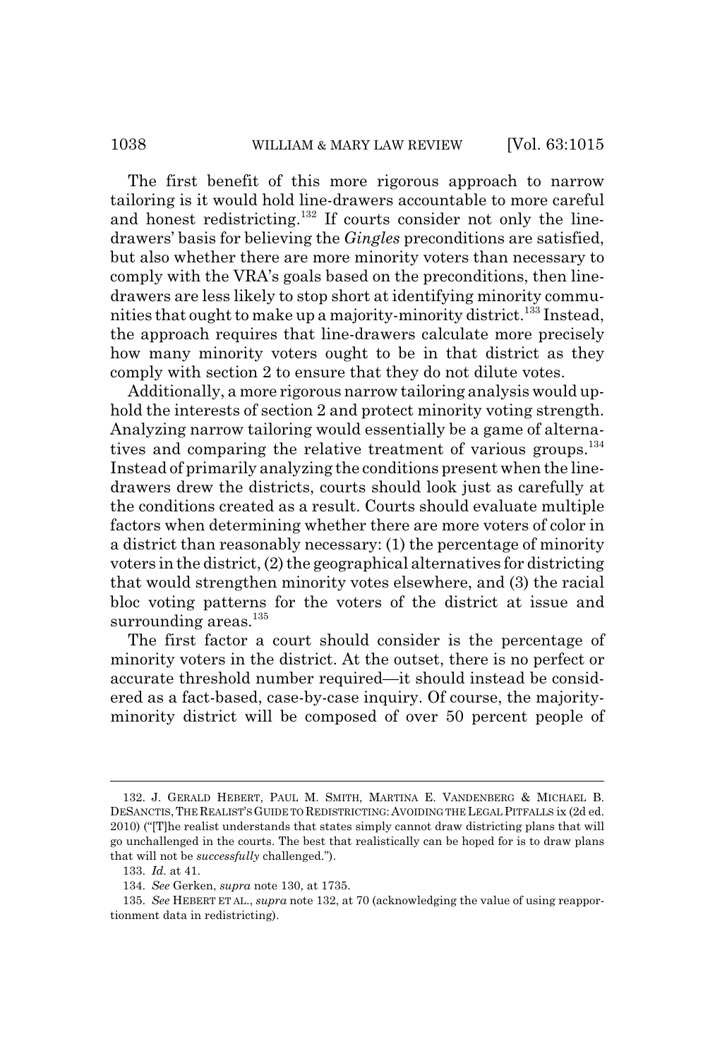The first benefit of this more rigorous approach to narrow tailoring is it would hold line-drawers accountable to more careful and honest redistricting.[132] If courts consider not only the line-drawers' basis for believing the *Gingles* preconditions are satisfied, but also whether there are more minority voters than necessary to comply with the VRA's goals based on the preconditions, then line-drawers are less likely to stop short at identifying minority communities that ought to make up a majority-minority district.[133] Instead, the approach requires that line-drawers calculate more precisely how many minority voters ought to be in that district as they comply with section 2 to ensure that they do not dilute votes.

Additionally, a more rigorous narrow tailoring analysis would uphold the interests of section 2 and protect minority voting strength. Analyzing narrow tailoring would essentially be a game of alternatives and comparing the relative treatment of various groups.[134] Instead of primarily analyzing the conditions present when the line-drawers drew the districts, courts should look just as carefully at the conditions created as a result. Courts should evaluate multiple factors when determining whether there are more voters of color in a district than reasonably necessary: (1) the percentage of minority voters in the district, (2) the geographical alternatives for districting that would strengthen minority votes elsewhere, and (3) the racial bloc voting patterns for the voters of the district at issue and surrounding areas.[135]

The first factor a court should consider is the percentage of minority voters in the district. At the outset, there is no perfect or accurate threshold number required—it should instead be considered as a fact-based, case-by-case inquiry. Of course, the majority-minority district will be composed of over 50 percent people of

---

132. J. GERALD HEBERT, PAUL M. SMITH, MARTINA E. VANDENBERG & MICHAEL B. DESANCTIS, THE REALIST'S GUIDE TO REDISTRICTING: AVOIDING THE LEGAL PITFALLS ix (2d ed. 2010) ("[T]he realist understands that states simply cannot draw districting plans that will go unchallenged in the courts. The best that realistically can be hoped for is to draw plans that will not be *successfully* challenged.").

133. *Id.* at 41.

134. *See* Gerken, *supra* note 130, at 1735.

135. *See* HEBERT ET AL., *supra* note 132, at 70 (acknowledging the value of using reapportionment data in redistricting).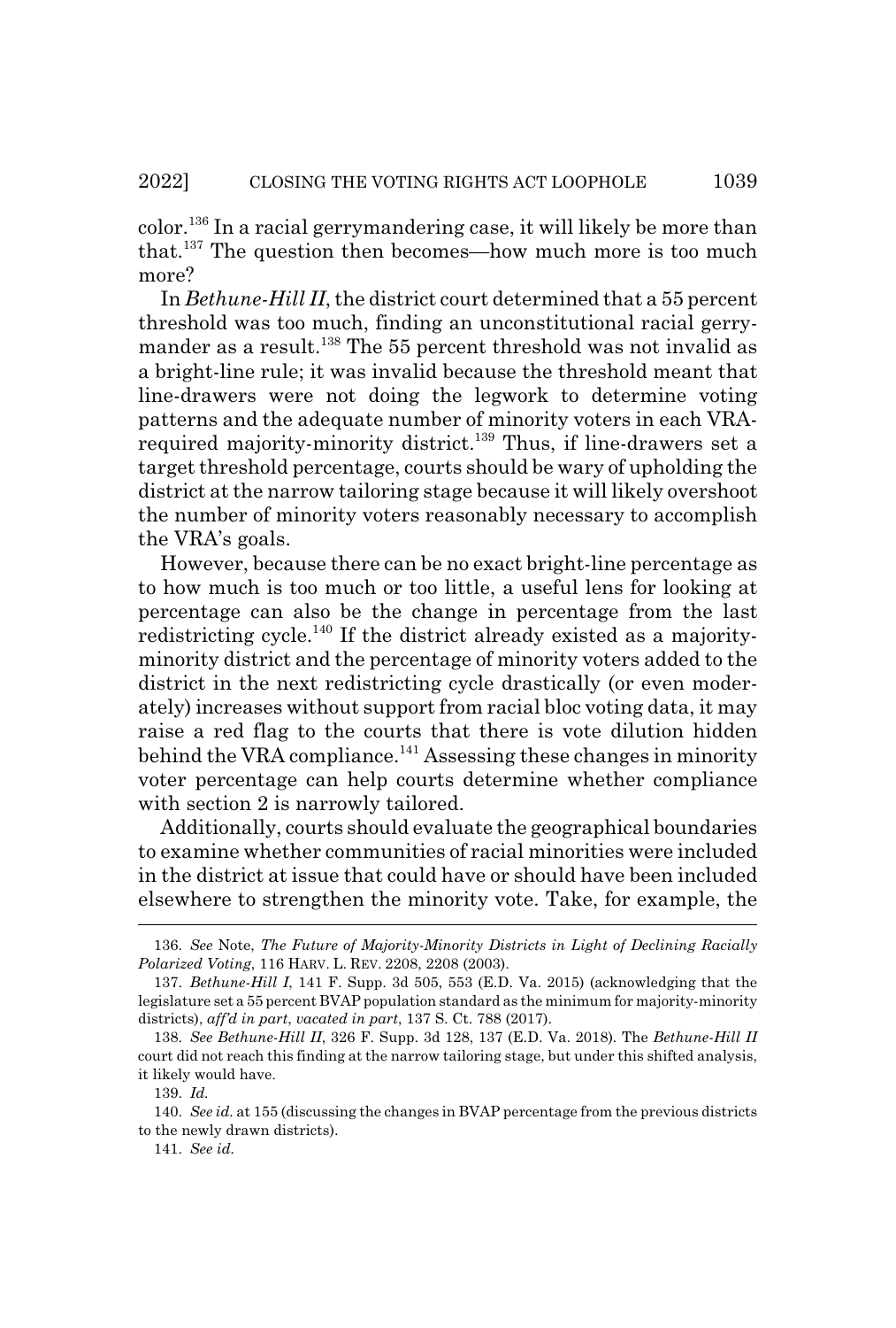color.[136] In a racial gerrymandering case, it will likely be more than that.[137] The question then becomes—how much more is too much more?

In *Bethune-Hill II*, the district court determined that a 55 percent threshold was too much, finding an unconstitutional racial gerrymander as a result.[138] The 55 percent threshold was not invalid as a bright-line rule; it was invalid because the threshold meant that line-drawers were not doing the legwork to determine voting patterns and the adequate number of minority voters in each VRA-required majority-minority district.[139] Thus, if line-drawers set a target threshold percentage, courts should be wary of upholding the district at the narrow tailoring stage because it will likely overshoot the number of minority voters reasonably necessary to accomplish the VRA's goals.

However, because there can be no exact bright-line percentage as to how much is too much or too little, a useful lens for looking at percentage can also be the change in percentage from the last redistricting cycle.[140] If the district already existed as a majority-minority district and the percentage of minority voters added to the district in the next redistricting cycle drastically (or even moderately) increases without support from racial bloc voting data, it may raise a red flag to the courts that there is vote dilution hidden behind the VRA compliance.[141] Assessing these changes in minority voter percentage can help courts determine whether compliance with section 2 is narrowly tailored.

Additionally, courts should evaluate the geographical boundaries to examine whether communities of racial minorities were included in the district at issue that could have or should have been included elsewhere to strengthen the minority vote. Take, for example, the

---

136. *See* Note, *The Future of Majority-Minority Districts in Light of Declining Racially Polarized Voting*, 116 HARV. L. REV. 2208, 2208 (2003).

137. *Bethune-Hill I*, 141 F. Supp. 3d 505, 553 (E.D. Va. 2015) (acknowledging that the legislature set a 55 percent BVAP population standard as the minimum for majority-minority districts), *aff'd in part*, *vacated in part*, 137 S. Ct. 788 (2017).

138. *See Bethune-Hill II*, 326 F. Supp. 3d 128, 137 (E.D. Va. 2018). The *Bethune-Hill II* court did not reach this finding at the narrow tailoring stage, but under this shifted analysis, it likely would have.

139. *Id.*

140. *See id.* at 155 (discussing the changes in BVAP percentage from the previous districts to the newly drawn districts).

141. *See id.*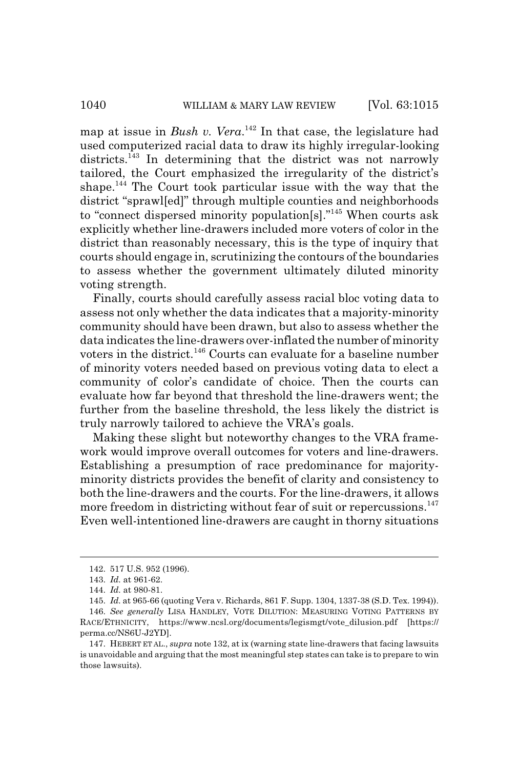map at issue in *Bush v. Vera*.[142] In that case, the legislature had used computerized racial data to draw its highly irregular-looking districts.[143] In determining that the district was not narrowly tailored, the Court emphasized the irregularity of the district's shape.[144] The Court took particular issue with the way that the district "sprawl[ed]" through multiple counties and neighborhoods to "connect dispersed minority population[s]."[145] When courts ask explicitly whether line-drawers included more voters of color in the district than reasonably necessary, this is the type of inquiry that courts should engage in, scrutinizing the contours of the boundaries to assess whether the government ultimately diluted minority voting strength.

Finally, courts should carefully assess racial bloc voting data to assess not only whether the data indicates that a majority-minority community should have been drawn, but also to assess whether the data indicates the line-drawers over-inflated the number of minority voters in the district.[146] Courts can evaluate for a baseline number of minority voters needed based on previous voting data to elect a community of color's candidate of choice. Then the courts can evaluate how far beyond that threshold the line-drawers went; the further from the baseline threshold, the less likely the district is truly narrowly tailored to achieve the VRA's goals.

Making these slight but noteworthy changes to the VRA framework would improve overall outcomes for voters and line-drawers. Establishing a presumption of race predominance for majority-minority districts provides the benefit of clarity and consistency to both the line-drawers and the courts. For the line-drawers, it allows more freedom in districting without fear of suit or repercussions.[147] Even well-intentioned line-drawers are caught in thorny situations

---

142. 517 U.S. 952 (1996).

143. *Id.* at 961-62.

144. *Id.* at 980-81.

145. *Id.* at 965-66 (quoting Vera v. Richards, 861 F. Supp. 1304, 1337-38 (S.D. Tex. 1994)).

146. *See generally* LISA HANDLEY, VOTE DILUTION: MEASURING VOTING PATTERNS BY RACE/ETHNICITY, https://www.ncsl.org/documents/legismgt/vote_dilusion.pdf [https://perma.cc/NS6U-J2YD].

147. HEBERT ET AL., *supra* note 132, at ix (warning state line-drawers that facing lawsuits is unavoidable and arguing that the most meaningful step states can take is to prepare to win those lawsuits).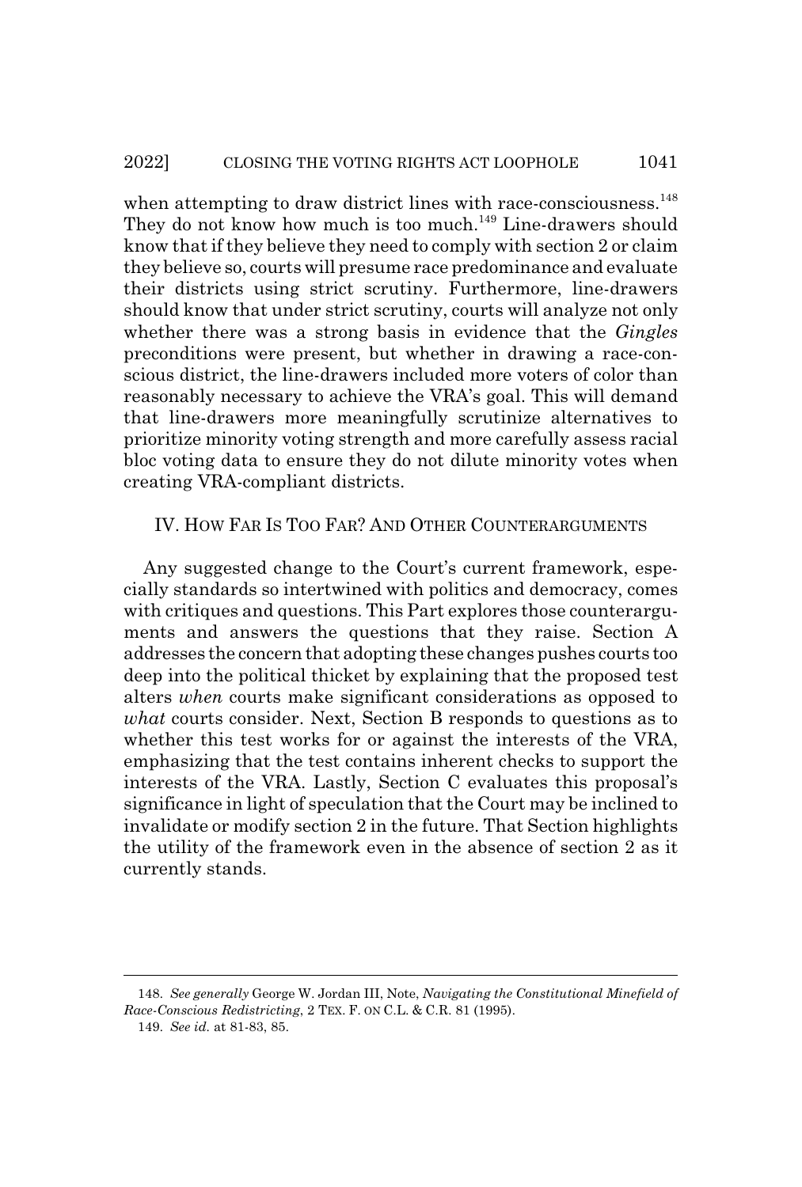when attempting to draw district lines with race-consciousness.[148] They do not know how much is too much.[149] Line-drawers should know that if they believe they need to comply with section 2 or claim they believe so, courts will presume race predominance and evaluate their districts using strict scrutiny. Furthermore, line-drawers should know that under strict scrutiny, courts will analyze not only whether there was a strong basis in evidence that the *Gingles* preconditions were present, but whether in drawing a race-conscious district, the line-drawers included more voters of color than reasonably necessary to achieve the VRA's goal. This will demand that line-drawers more meaningfully scrutinize alternatives to prioritize minority voting strength and more carefully assess racial bloc voting data to ensure they do not dilute minority votes when creating VRA-compliant districts.

## IV. How Far Is Too Far? And Other Counterarguments

Any suggested change to the Court's current framework, especially standards so intertwined with politics and democracy, comes with critiques and questions. This Part explores those counterarguments and answers the questions that they raise. Section A addresses the concern that adopting these changes pushes courts too deep into the political thicket by explaining that the proposed test alters *when* courts make significant considerations as opposed to *what* courts consider. Next, Section B responds to questions as to whether this test works for or against the interests of the VRA, emphasizing that the test contains inherent checks to support the interests of the VRA. Lastly, Section C evaluates this proposal's significance in light of speculation that the Court may be inclined to invalidate or modify section 2 in the future. That Section highlights the utility of the framework even in the absence of section 2 as it currently stands.

---

148. *See generally* George W. Jordan III, Note, *Navigating the Constitutional Minefield of Race-Conscious Redistricting*, 2 Tex. F. on C.L. & C.R. 81 (1995).

149. *See id.* at 81-83, 85.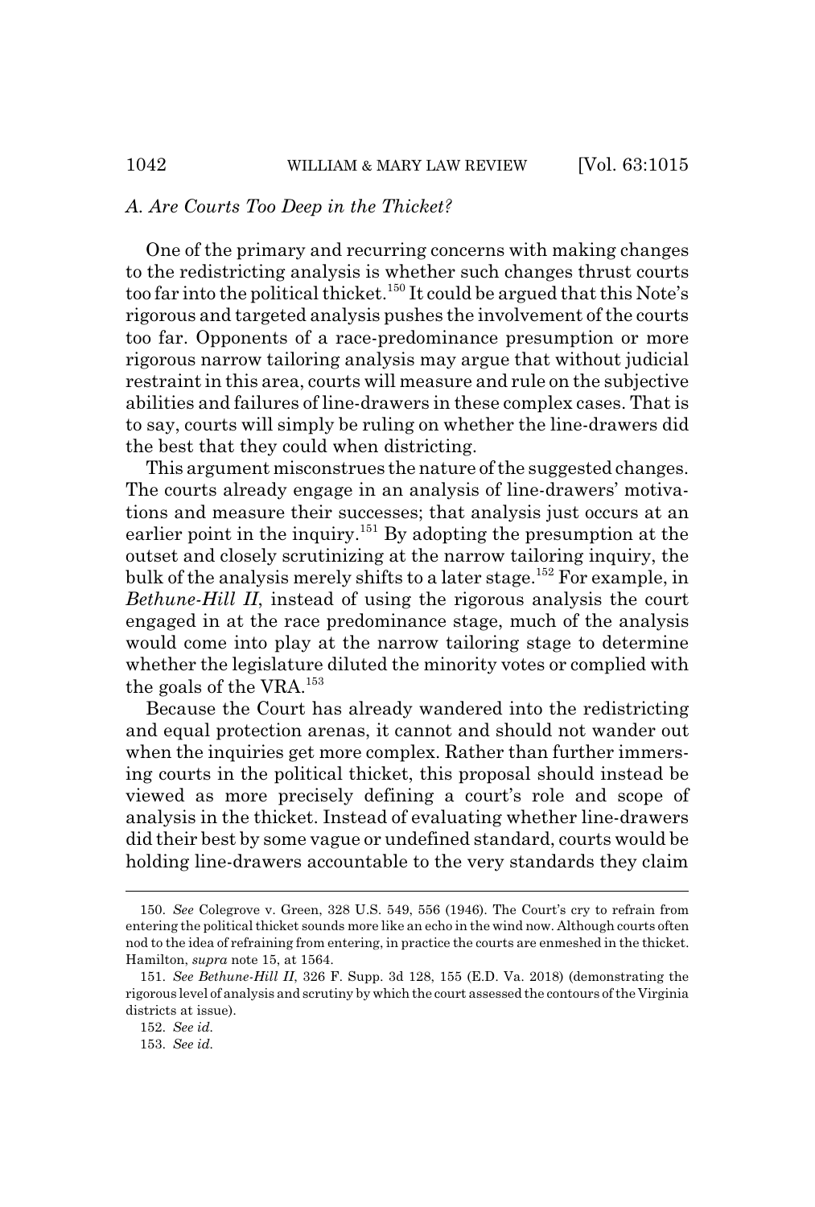### *A. Are Courts Too Deep in the Thicket?*

One of the primary and recurring concerns with making changes to the redistricting analysis is whether such changes thrust courts too far into the political thicket.[150] It could be argued that this Note's rigorous and targeted analysis pushes the involvement of the courts too far. Opponents of a race-predominance presumption or more rigorous narrow tailoring analysis may argue that without judicial restraint in this area, courts will measure and rule on the subjective abilities and failures of line-drawers in these complex cases. That is to say, courts will simply be ruling on whether the line-drawers did the best that they could when districting.

This argument misconstrues the nature of the suggested changes. The courts already engage in an analysis of line-drawers' motivations and measure their successes; that analysis just occurs at an earlier point in the inquiry.[151] By adopting the presumption at the outset and closely scrutinizing at the narrow tailoring inquiry, the bulk of the analysis merely shifts to a later stage.[152] For example, in *Bethune-Hill II*, instead of using the rigorous analysis the court engaged in at the race predominance stage, much of the analysis would come into play at the narrow tailoring stage to determine whether the legislature diluted the minority votes or complied with the goals of the VRA.[153]

Because the Court has already wandered into the redistricting and equal protection arenas, it cannot and should not wander out when the inquiries get more complex. Rather than further immersing courts in the political thicket, this proposal should instead be viewed as more precisely defining a court's role and scope of analysis in the thicket. Instead of evaluating whether line-drawers did their best by some vague or undefined standard, courts would be holding line-drawers accountable to the very standards they claim

---

150. *See* Colegrove v. Green, 328 U.S. 549, 556 (1946). The Court's cry to refrain from entering the political thicket sounds more like an echo in the wind now. Although courts often nod to the idea of refraining from entering, in practice the courts are enmeshed in the thicket. Hamilton, *supra* note 15, at 1564.

151. *See Bethune-Hill II*, 326 F. Supp. 3d 128, 155 (E.D. Va. 2018) (demonstrating the rigorous level of analysis and scrutiny by which the court assessed the contours of the Virginia districts at issue).

152. *See id.*

153. *See id.*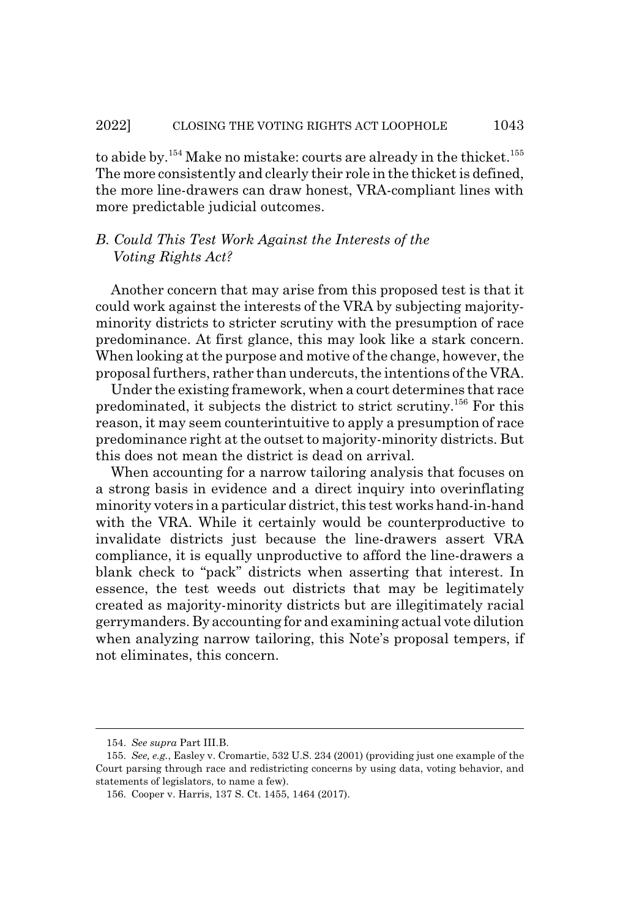to abide by.[154] Make no mistake: courts are already in the thicket.[155] The more consistently and clearly their role in the thicket is defined, the more line-drawers can draw honest, VRA-compliant lines with more predictable judicial outcomes.

### *B. Could This Test Work Against the Interests of the Voting Rights Act?*

Another concern that may arise from this proposed test is that it could work against the interests of the VRA by subjecting majority-minority districts to stricter scrutiny with the presumption of race predominance. At first glance, this may look like a stark concern. When looking at the purpose and motive of the change, however, the proposal furthers, rather than undercuts, the intentions of the VRA.

Under the existing framework, when a court determines that race predominated, it subjects the district to strict scrutiny.[156] For this reason, it may seem counterintuitive to apply a presumption of race predominance right at the outset to majority-minority districts. But this does not mean the district is dead on arrival.

When accounting for a narrow tailoring analysis that focuses on a strong basis in evidence and a direct inquiry into overinflating minority voters in a particular district, this test works hand-in-hand with the VRA. While it certainly would be counterproductive to invalidate districts just because the line-drawers assert VRA compliance, it is equally unproductive to afford the line-drawers a blank check to "pack" districts when asserting that interest. In essence, the test weeds out districts that may be legitimately created as majority-minority districts but are illegitimately racial gerrymanders. By accounting for and examining actual vote dilution when analyzing narrow tailoring, this Note's proposal tempers, if not eliminates, this concern.

---

154. *See supra* Part III.B.

155. *See, e.g.*, Easley v. Cromartie, 532 U.S. 234 (2001) (providing just one example of the Court parsing through race and redistricting concerns by using data, voting behavior, and statements of legislators, to name a few).

156. Cooper v. Harris, 137 S. Ct. 1455, 1464 (2017).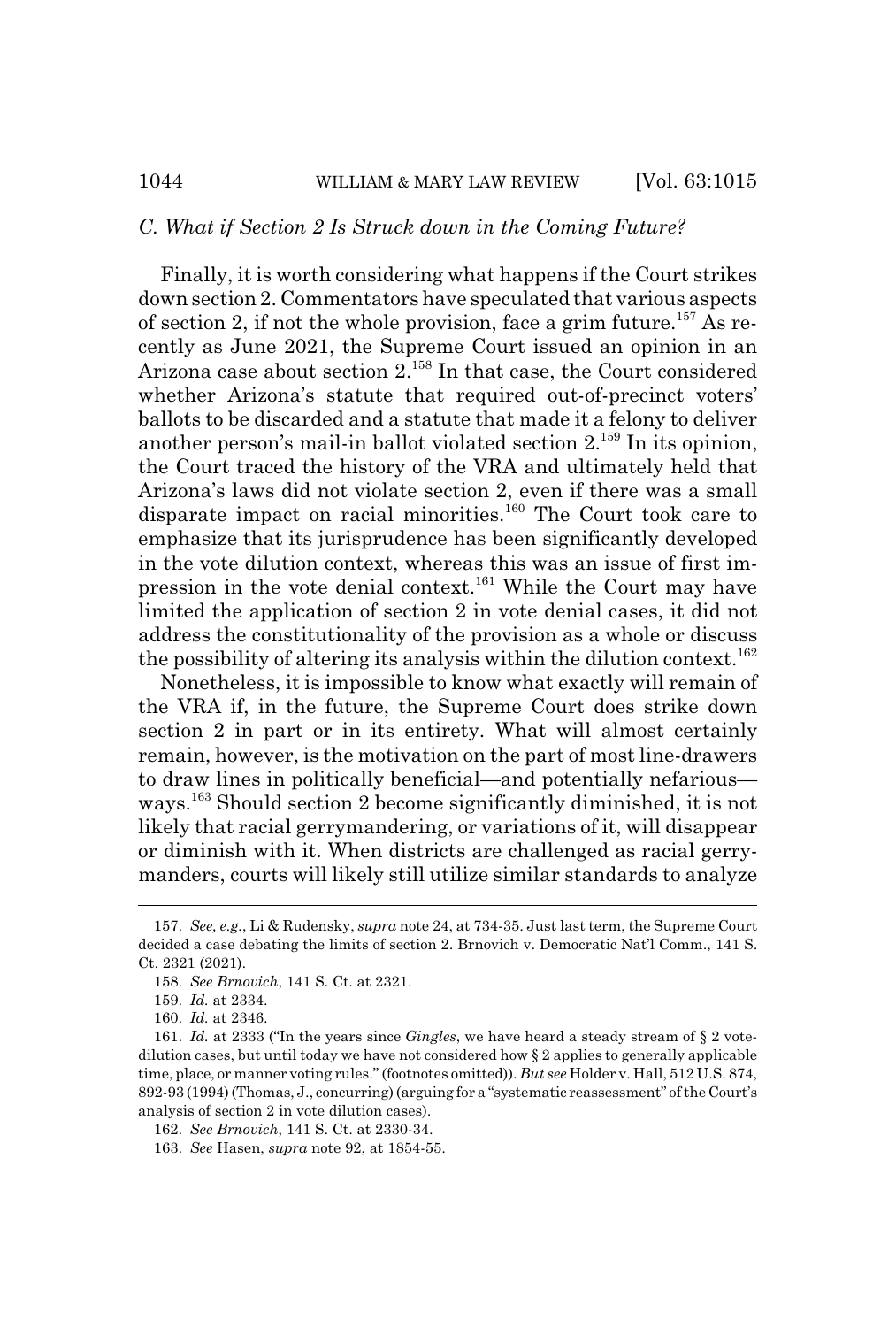### C. What if Section 2 Is Struck down in the Coming Future?

Finally, it is worth considering what happens if the Court strikes down section 2. Commentators have speculated that various aspects of section 2, if not the whole provision, face a grim future.[157] As recently as June 2021, the Supreme Court issued an opinion in an Arizona case about section 2.[158] In that case, the Court considered whether Arizona's statute that required out-of-precinct voters' ballots to be discarded and a statute that made it a felony to deliver another person's mail-in ballot violated section 2.[159] In its opinion, the Court traced the history of the VRA and ultimately held that Arizona's laws did not violate section 2, even if there was a small disparate impact on racial minorities.[160] The Court took care to emphasize that its jurisprudence has been significantly developed in the vote dilution context, whereas this was an issue of first impression in the vote denial context.[161] While the Court may have limited the application of section 2 in vote denial cases, it did not address the constitutionality of the provision as a whole or discuss the possibility of altering its analysis within the dilution context.[162]

Nonetheless, it is impossible to know what exactly will remain of the VRA if, in the future, the Supreme Court does strike down section 2 in part or in its entirety. What will almost certainly remain, however, is the motivation on the part of most line-drawers to draw lines in politically beneficial—and potentially nefarious—ways.[163] Should section 2 become significantly diminished, it is not likely that racial gerrymandering, or variations of it, will disappear or diminish with it. When districts are challenged as racial gerrymanders, courts will likely still utilize similar standards to analyze

---

157. *See, e.g.*, Li & Rudensky, *supra* note 24, at 734-35. Just last term, the Supreme Court decided a case debating the limits of section 2. Brnovich v. Democratic Nat'l Comm., 141 S. Ct. 2321 (2021).

158. *See Brnovich*, 141 S. Ct. at 2321.

159. *Id.* at 2334.

160. *Id.* at 2346.

161. *Id.* at 2333 ("In the years since *Gingles*, we have heard a steady stream of § 2 vote-dilution cases, but until today we have not considered how § 2 applies to generally applicable time, place, or manner voting rules." (footnotes omitted)). *But see* Holder v. Hall, 512 U.S. 874, 892-93 (1994) (Thomas, J., concurring) (arguing for a "systematic reassessment" of the Court's analysis of section 2 in vote dilution cases).

162. *See Brnovich*, 141 S. Ct. at 2330-34.

163. *See* Hasen, *supra* note 92, at 1854-55.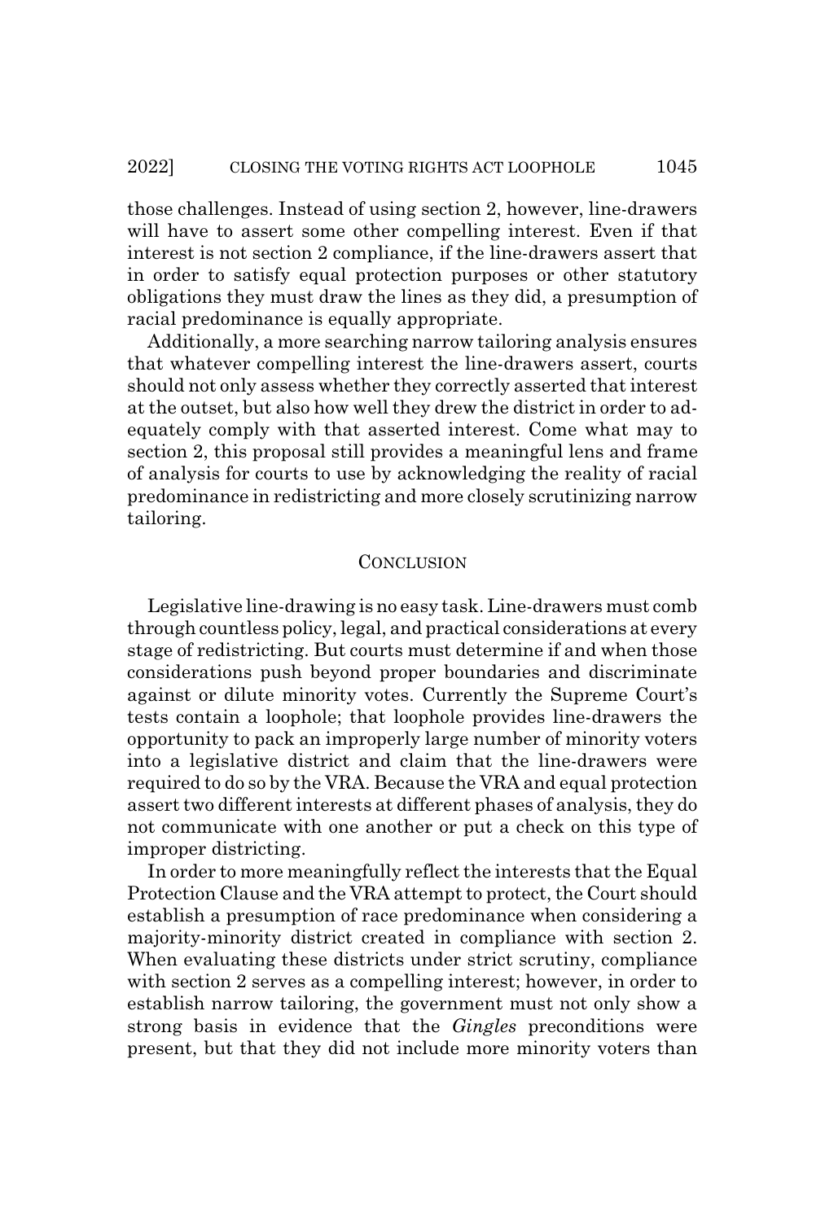those challenges. Instead of using section 2, however, line-drawers will have to assert some other compelling interest. Even if that interest is not section 2 compliance, if the line-drawers assert that in order to satisfy equal protection purposes or other statutory obligations they must draw the lines as they did, a presumption of racial predominance is equally appropriate.

Additionally, a more searching narrow tailoring analysis ensures that whatever compelling interest the line-drawers assert, courts should not only assess whether they correctly asserted that interest at the outset, but also how well they drew the district in order to adequately comply with that asserted interest. Come what may to section 2, this proposal still provides a meaningful lens and frame of analysis for courts to use by acknowledging the reality of racial predominance in redistricting and more closely scrutinizing narrow tailoring.

## CONCLUSION

Legislative line-drawing is no easy task. Line-drawers must comb through countless policy, legal, and practical considerations at every stage of redistricting. But courts must determine if and when those considerations push beyond proper boundaries and discriminate against or dilute minority votes. Currently the Supreme Court's tests contain a loophole; that loophole provides line-drawers the opportunity to pack an improperly large number of minority voters into a legislative district and claim that the line-drawers were required to do so by the VRA. Because the VRA and equal protection assert two different interests at different phases of analysis, they do not communicate with one another or put a check on this type of improper districting.

In order to more meaningfully reflect the interests that the Equal Protection Clause and the VRA attempt to protect, the Court should establish a presumption of race predominance when considering a majority-minority district created in compliance with section 2. When evaluating these districts under strict scrutiny, compliance with section 2 serves as a compelling interest; however, in order to establish narrow tailoring, the government must not only show a strong basis in evidence that the *Gingles* preconditions were present, but that they did not include more minority voters than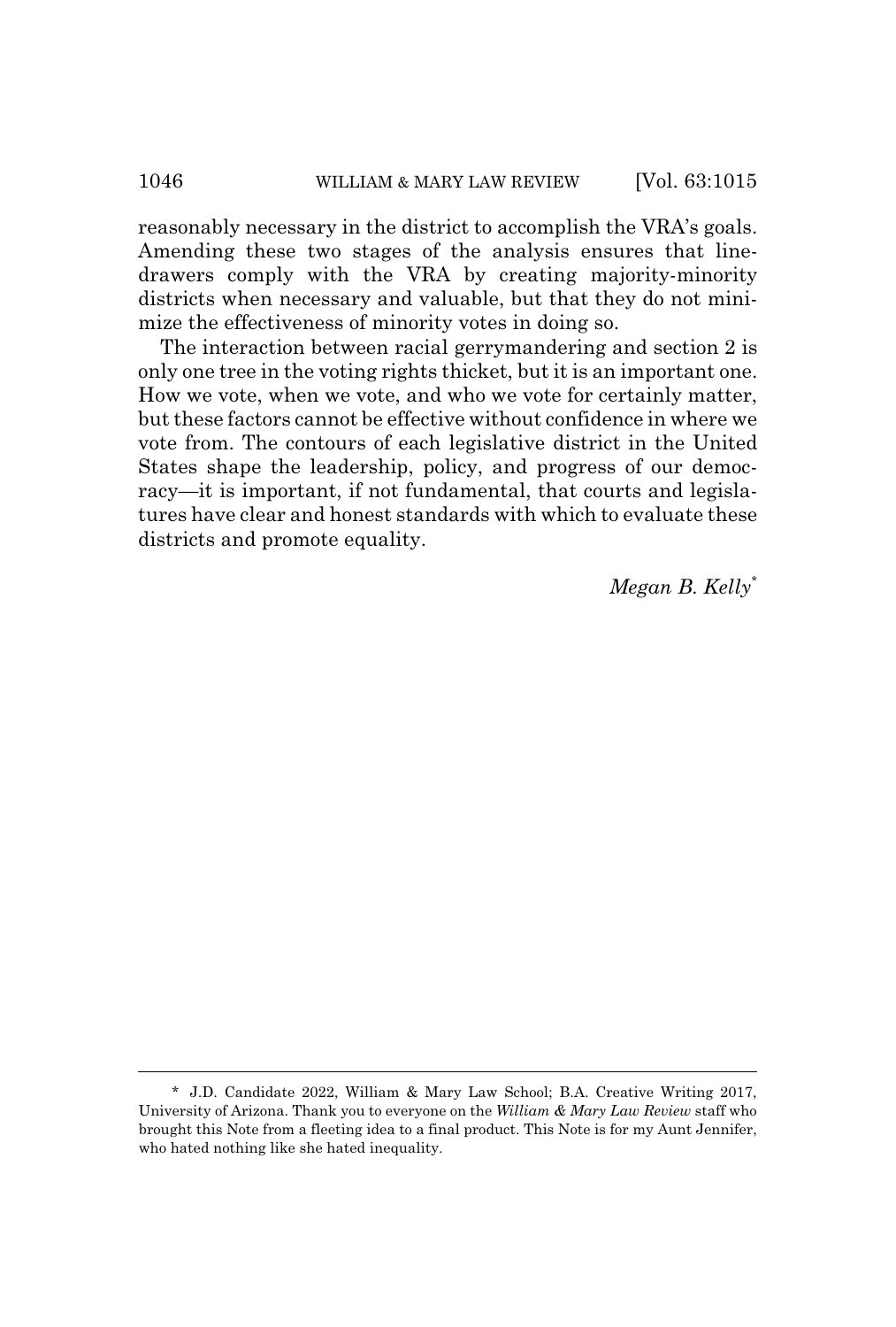reasonably necessary in the district to accomplish the VRA's goals. Amending these two stages of the analysis ensures that line-drawers comply with the VRA by creating majority-minority districts when necessary and valuable, but that they do not minimize the effectiveness of minority votes in doing so.

The interaction between racial gerrymandering and section 2 is only one tree in the voting rights thicket, but it is an important one. How we vote, when we vote, and who we vote for certainly matter, but these factors cannot be effective without confidence in where we vote from. The contours of each legislative district in the United States shape the leadership, policy, and progress of our democracy—it is important, if not fundamental, that courts and legislatures have clear and honest standards with which to evaluate these districts and promote equality.

*Megan B. Kelly*[*]

---

\* J.D. Candidate 2022, William & Mary Law School; B.A. Creative Writing 2017, University of Arizona. Thank you to everyone on the *William & Mary Law Review* staff who brought this Note from a fleeting idea to a final product. This Note is for my Aunt Jennifer, who hated nothing like she hated inequality.